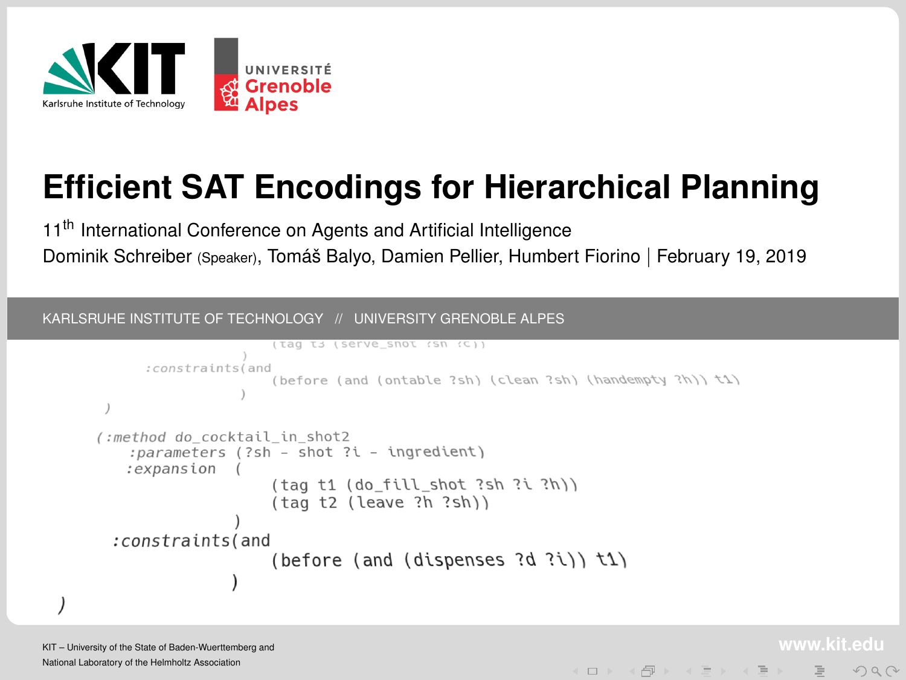# Efficient SAT Encodings for Hierarchical Planning

11th International Conference on Agents and Artificial Intelligence

Dominik Schreiber (Speaker), Tomáš Balyo, Damien Pellier, Humbert Fiorino | February 19, 2019

KARLSRUHE INSTITUTE OF TECHNOLOGY // UNIVERSITY GRENOBLE ALPES

```
                    (tag t3 (serve_shot ?sh ?c))
                 )
        :constraints(and
                    (before (and (ontable ?sh) (clean ?sh) (handempty ?h)) t1)
                 )
      )

    (:method do_cocktail_in_shot2
        :parameters (?sh - shot ?i - ingredient)
        :expansion  (
                    (tag t1 (do_fill_shot ?sh ?i ?h))
                    (tag t2 (leave ?h ?sh))
                 )
      :constraints(and
                    (before (and (dispenses ?d ?i)) t1)
                 )
  )
```

KIT – University of the State of Baden-Wuerttemberg and National Laboratory of the Helmholtz Association

www.kit.edu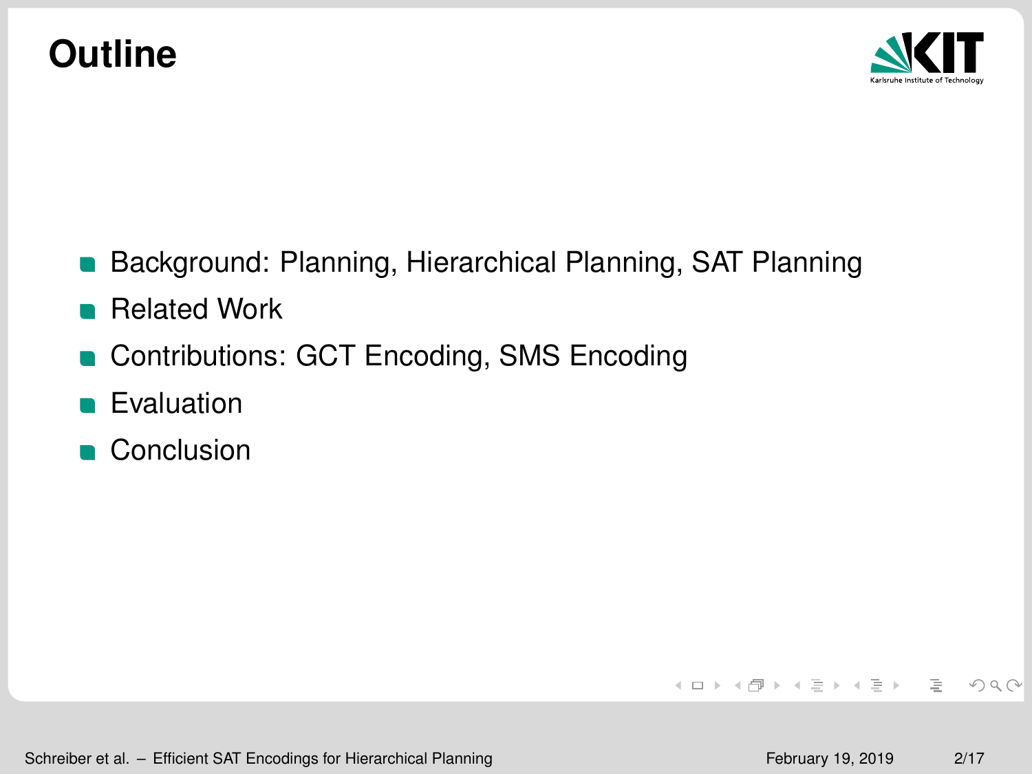# Outline

- Background: Planning, Hierarchical Planning, SAT Planning
- Related Work
- Contributions: GCT Encoding, SMS Encoding
- Evaluation
- Conclusion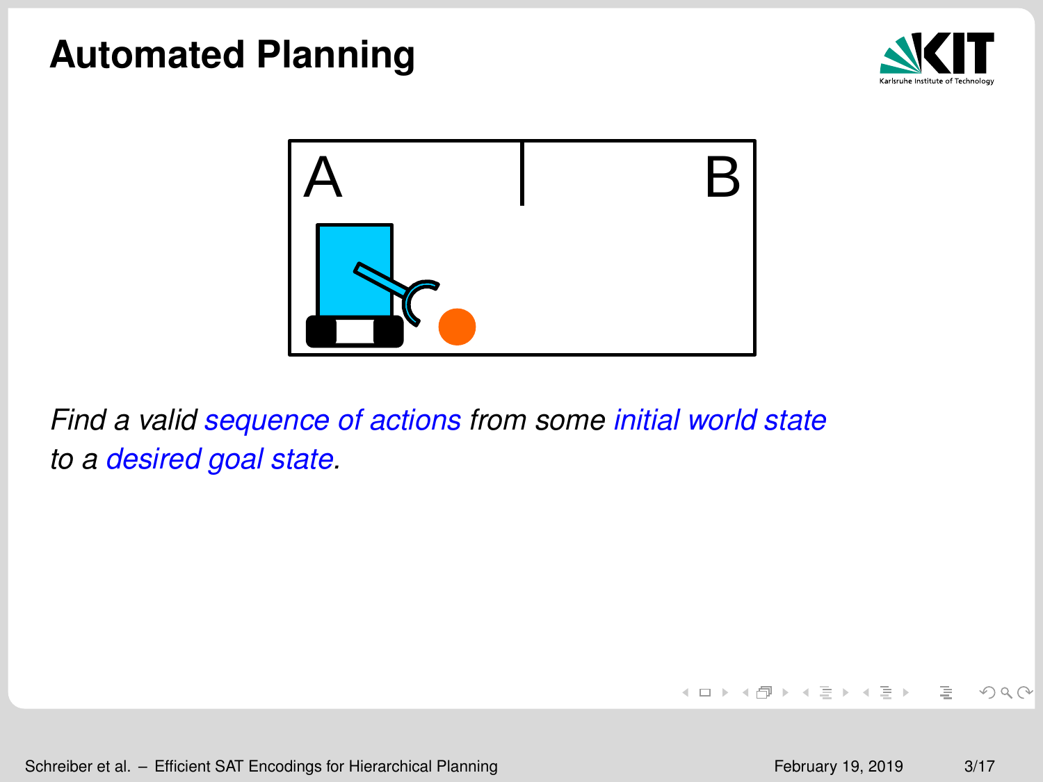# Automated Planning

A B

*Find a valid sequence of actions from some initial world state to a desired goal state.*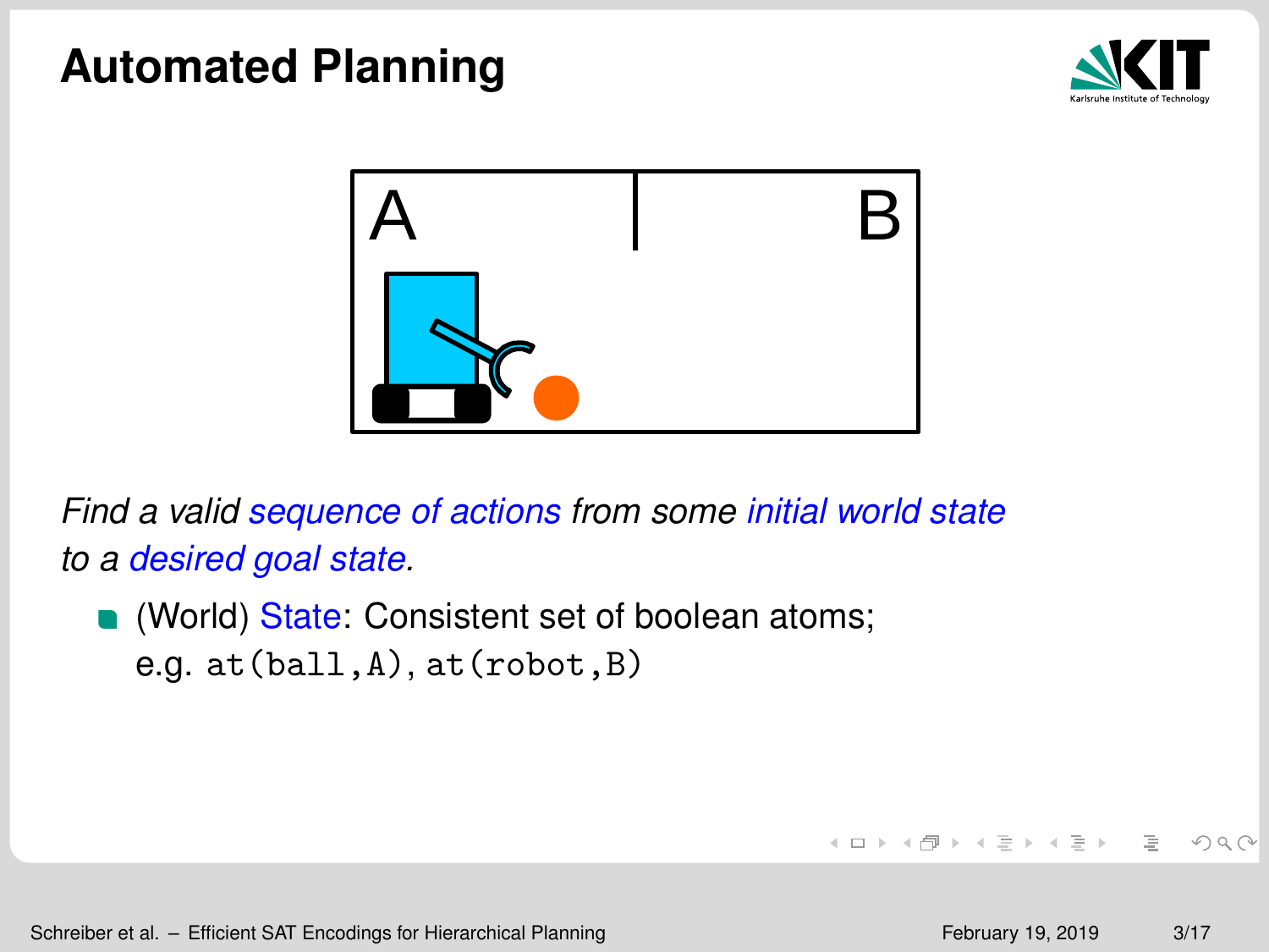# Automated Planning

*Find a valid sequence of actions from some initial world state to a desired goal state.*

- (World) State: Consistent set of boolean atoms; e.g. `at(ball,A)`, `at(robot,B)`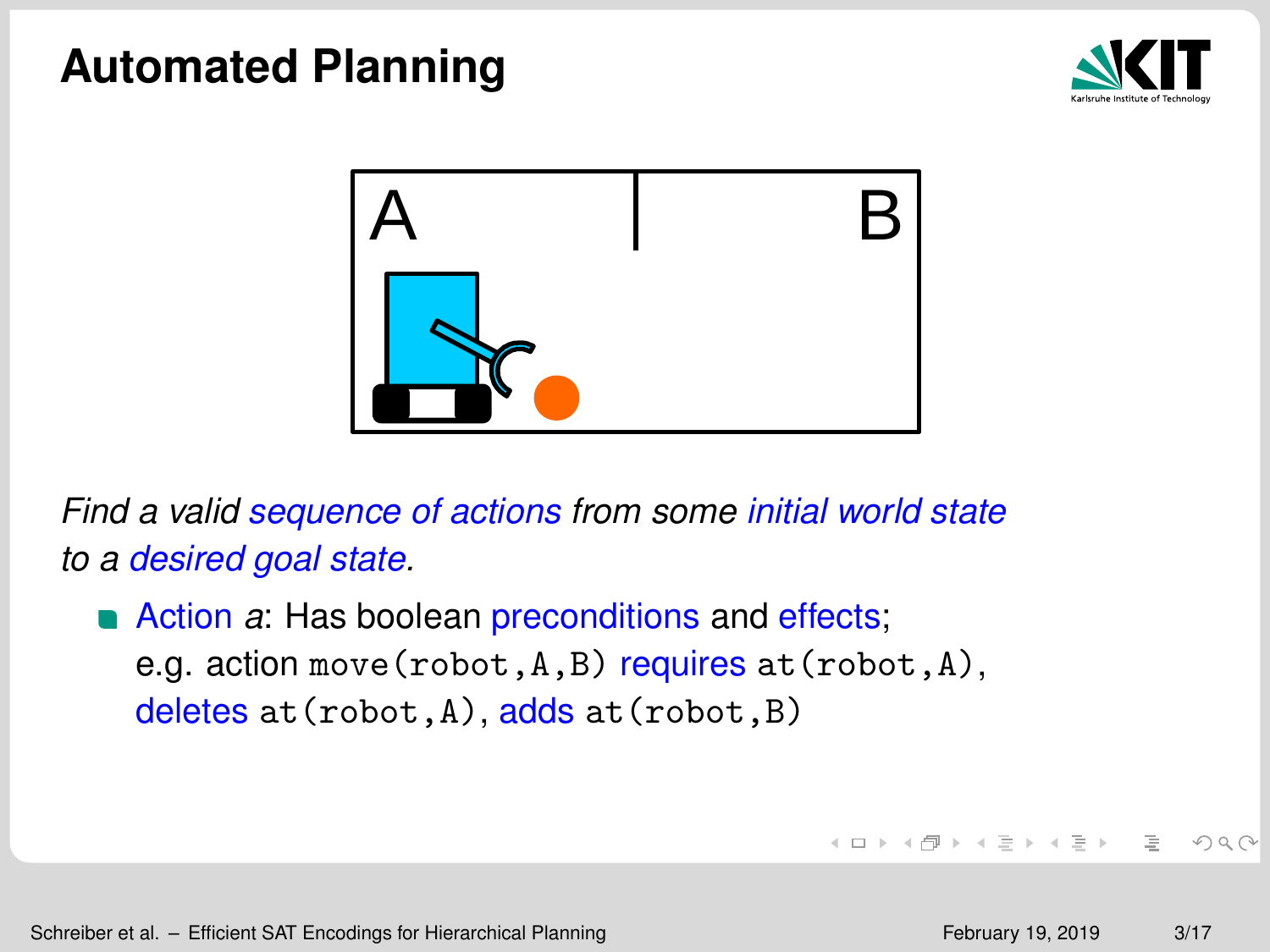# Automated Planning

*Find a valid sequence of actions from some initial world state to a desired goal state.*

- Action *a*: Has boolean preconditions and effects;
  e.g. action `move(robot,A,B)` requires `at(robot,A)`, deletes `at(robot,A)`, adds `at(robot,B)`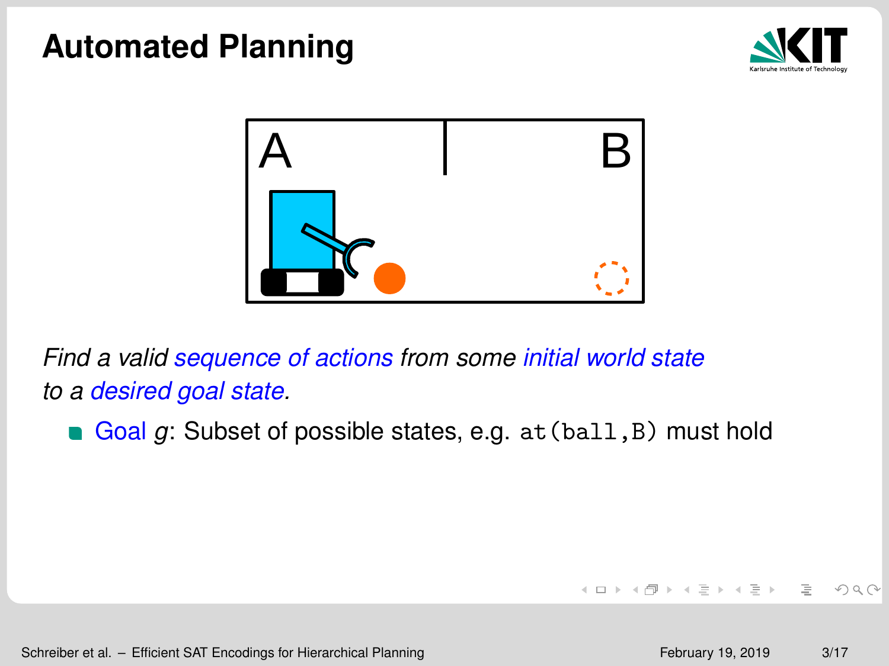# Automated Planning

A B

*Find a valid sequence of actions from some initial world state to a desired goal state.*

- Goal $g$: Subset of possible states, e.g. `at(ball,B)` must hold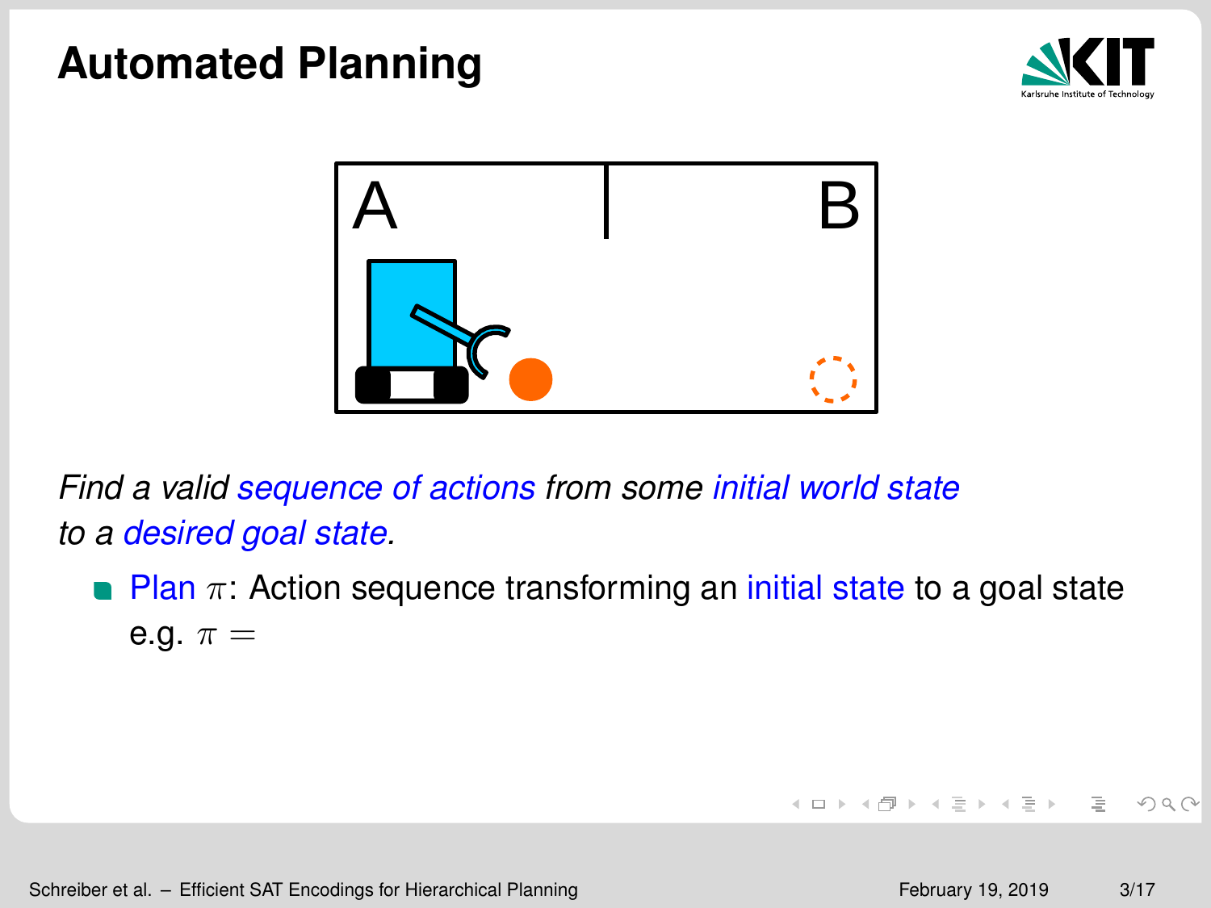# Automated Planning

A B

*Find a valid sequence of actions from some initial world state to a desired goal state.*

- Plan $\pi$: Action sequence transforming an initial state to a goal state e.g. $\pi =$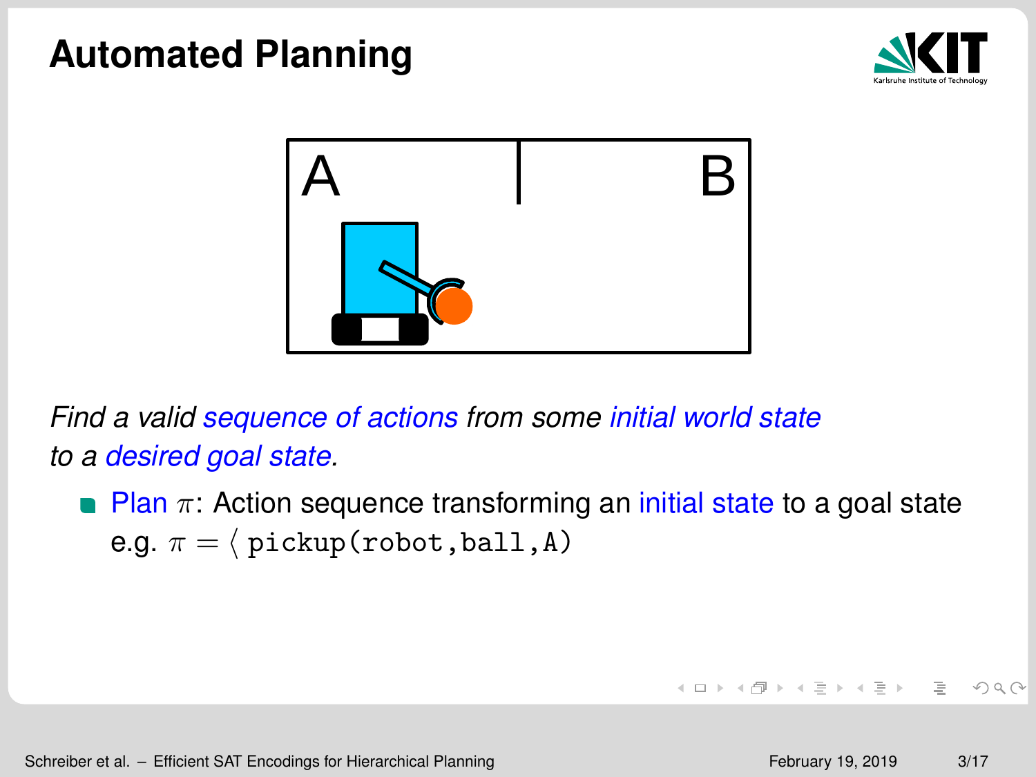# Automated Planning

A B

*Find a valid sequence of actions from some initial world state to a desired goal state.*

- Plan $\pi$: Action sequence transforming an initial state to a goal state e.g. $\pi = \langle$ `pickup(robot,ball,A)`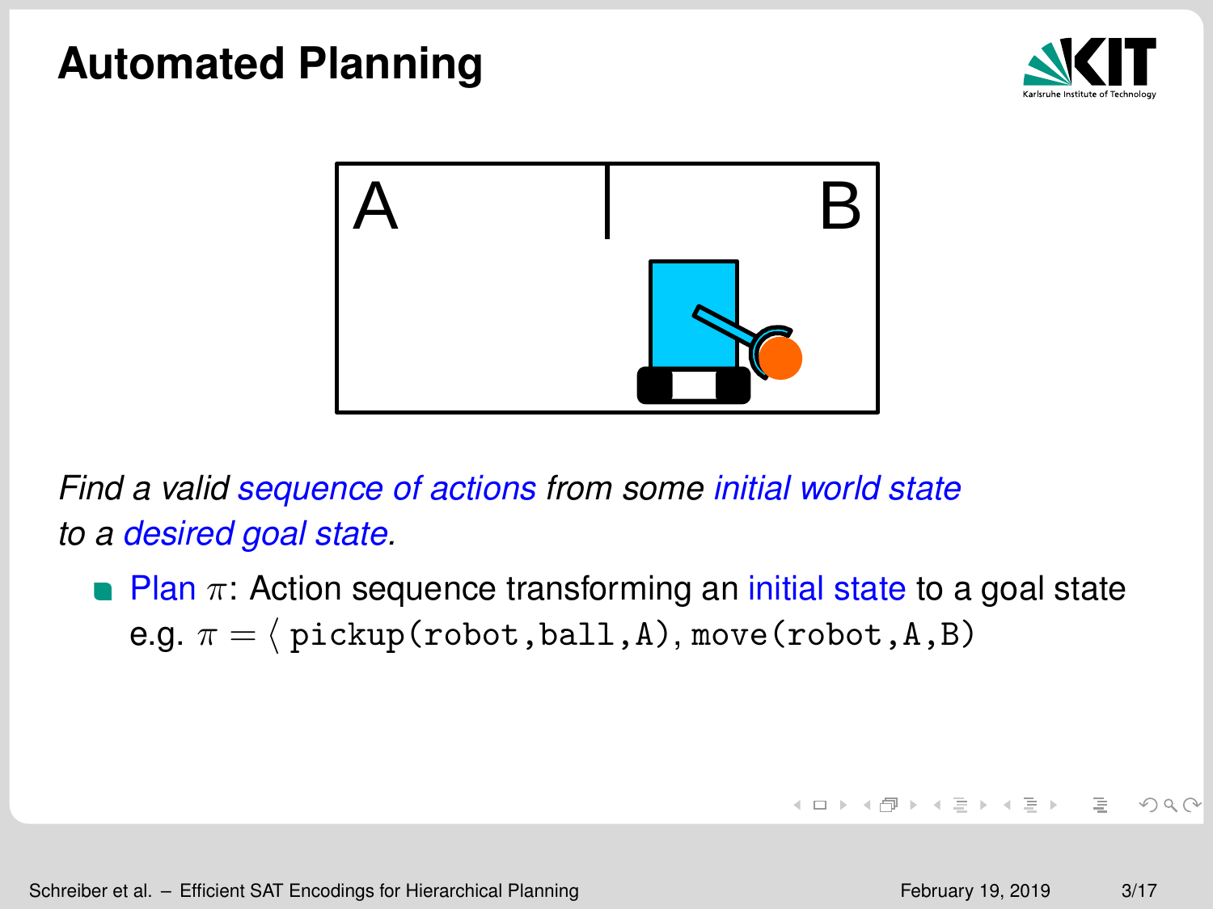# Automated Planning

A B

*Find a valid sequence of actions from some initial world state to a desired goal state.*

- Plan $\pi$: Action sequence transforming an initial state to a goal state
  e.g. $\pi = \langle$ `pickup(robot,ball,A)`, `move(robot,A,B)`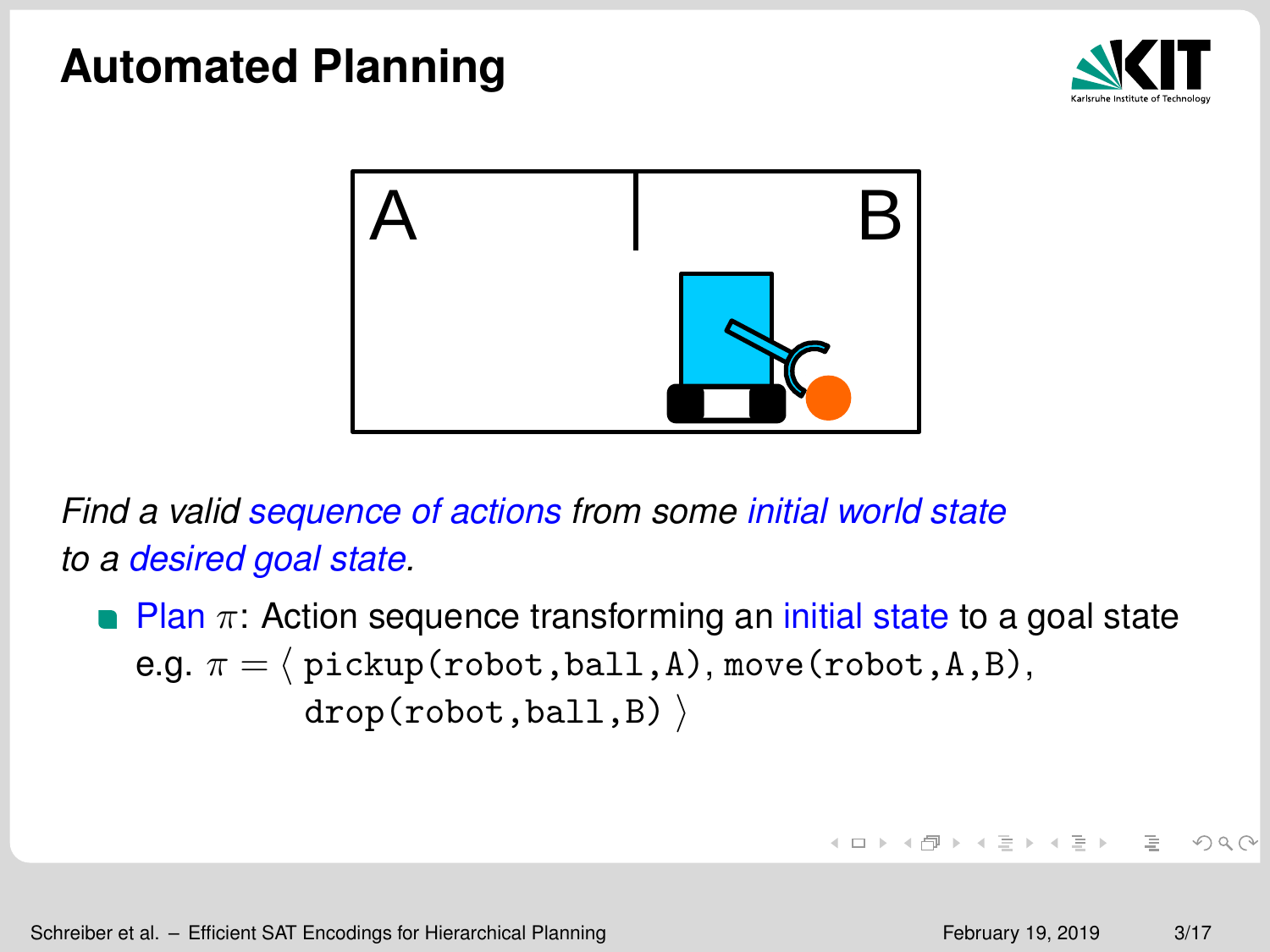# Automated Planning

*Find a valid sequence of actions from some initial world state to a desired goal state.*

- Plan $\pi$: Action sequence transforming an initial state to a goal state
  e.g. $\pi = \langle$ `pickup(robot,ball,A)`, `move(robot,A,B)`, `drop(robot,ball,B)` $\rangle$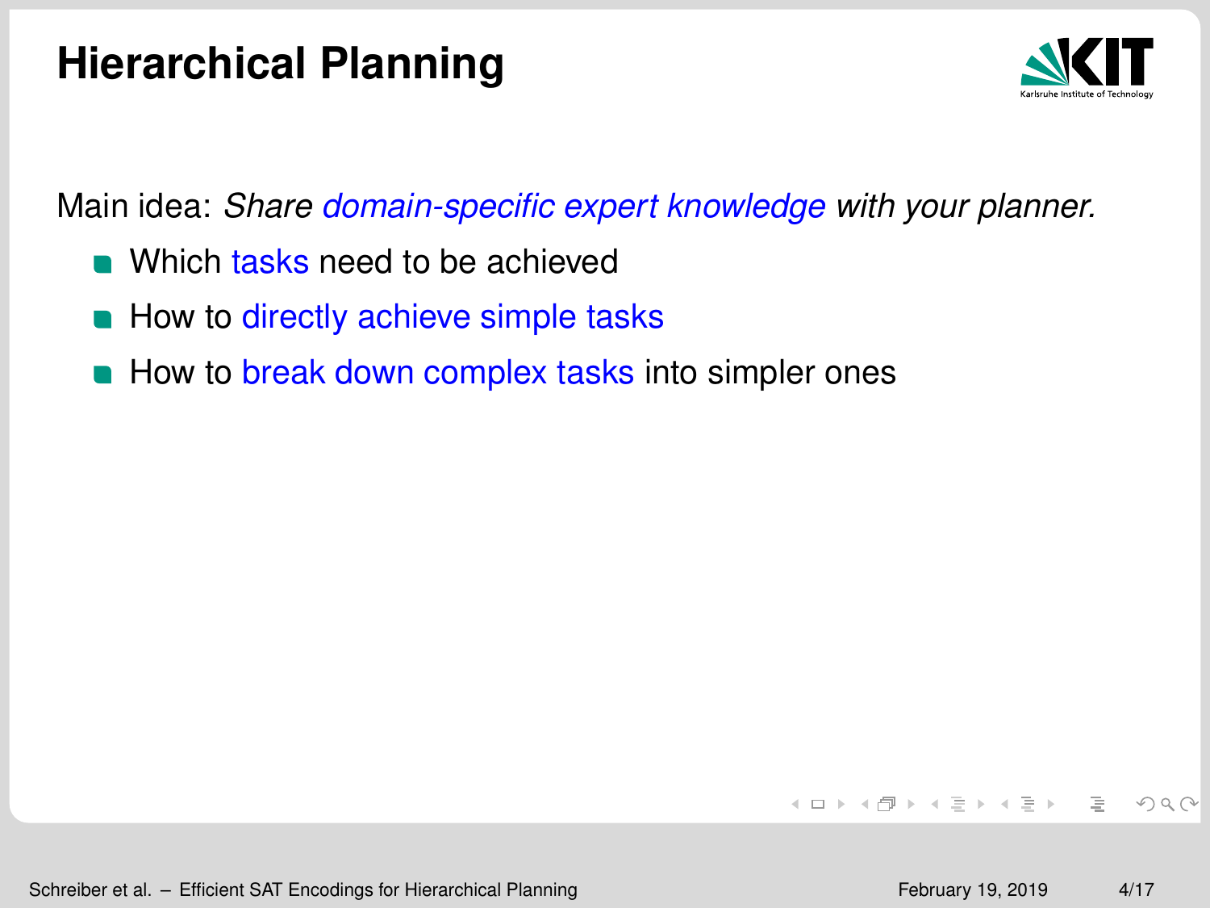# Hierarchical Planning

Main idea: *Share domain-specific expert knowledge with your planner.*

- Which tasks need to be achieved
- How to directly achieve simple tasks
- How to break down complex tasks into simpler ones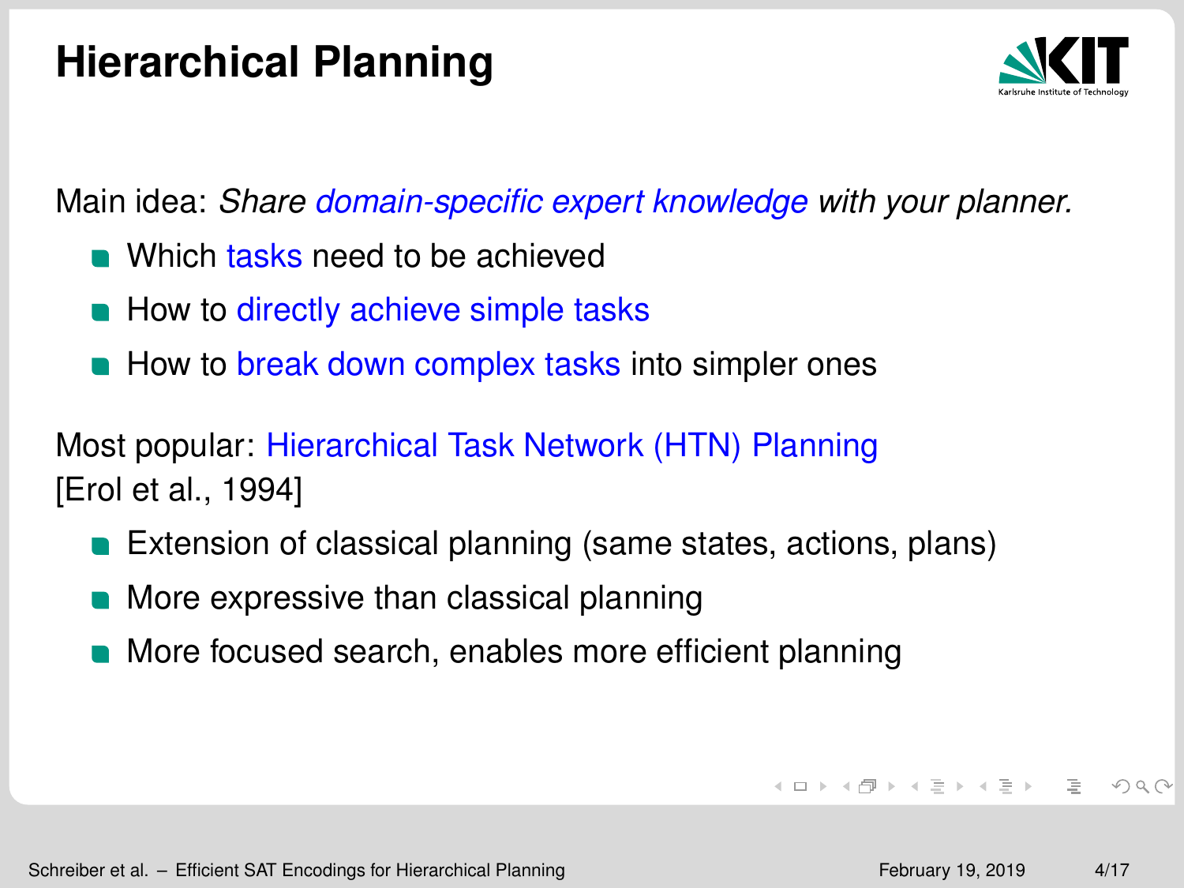# Hierarchical Planning

Main idea: *Share domain-specific expert knowledge with your planner.*

- Which tasks need to be achieved
- How to directly achieve simple tasks
- How to break down complex tasks into simpler ones

Most popular: Hierarchical Task Network (HTN) Planning [Erol et al., 1994]

- Extension of classical planning (same states, actions, plans)
- More expressive than classical planning
- More focused search, enables more efficient planning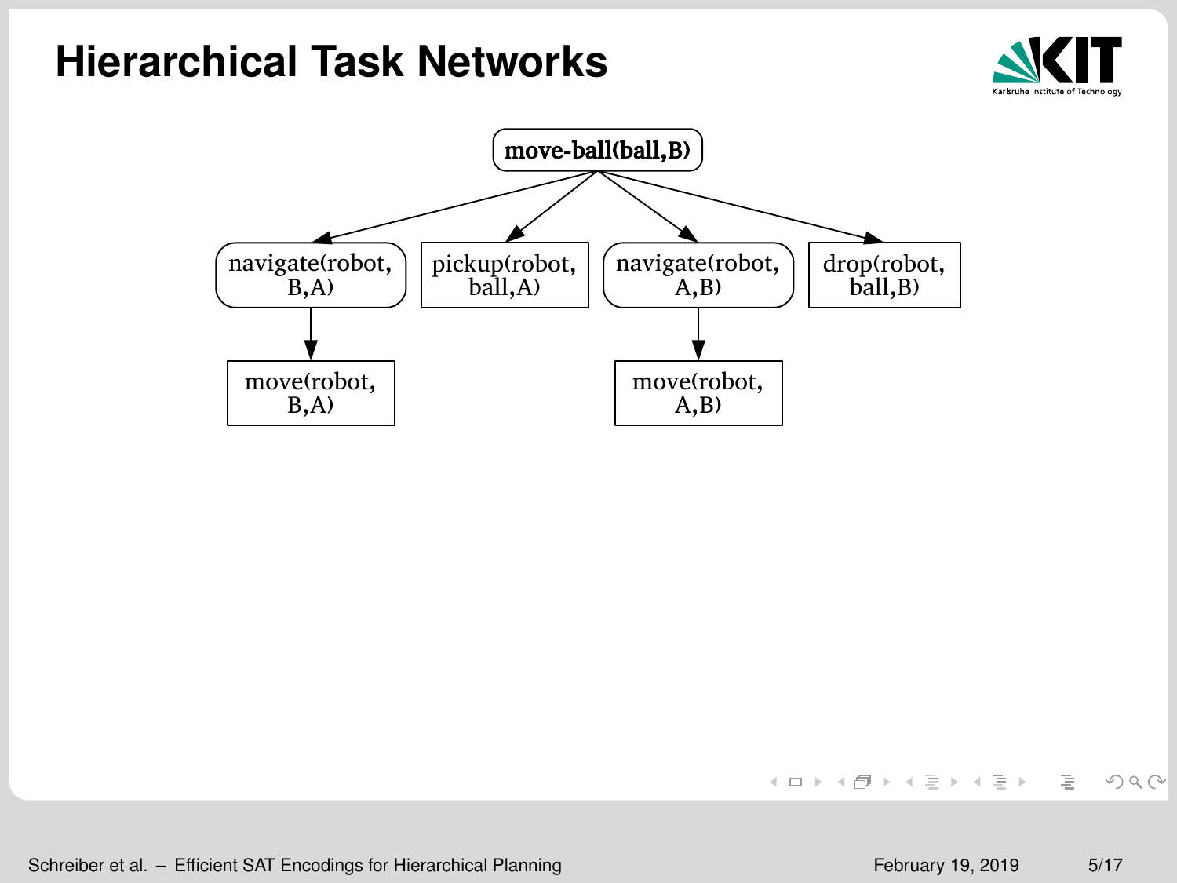# Hierarchical Task Networks

move-ball(ball,B)

navigate(robot, B,A)

pickup(robot, ball,A)

navigate(robot, A,B)

drop(robot, ball,B)

move(robot, B,A)

move(robot, A,B)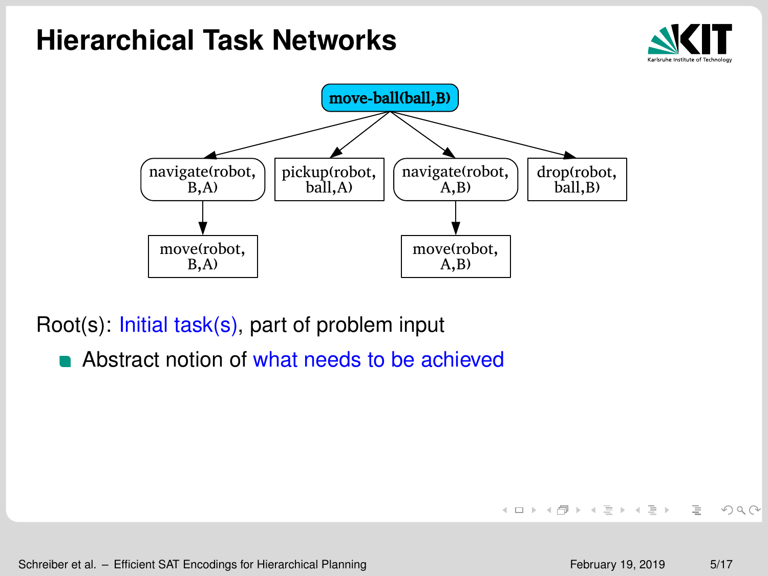# Hierarchical Task Networks

move-ball(ball,B)

navigate(robot, B,A) — pickup(robot, ball,A) — navigate(robot, A,B) — drop(robot, ball,B)

move(robot, B,A) — move(robot, A,B)

Root(s): Initial task(s), part of problem input

- Abstract notion of what needs to be achieved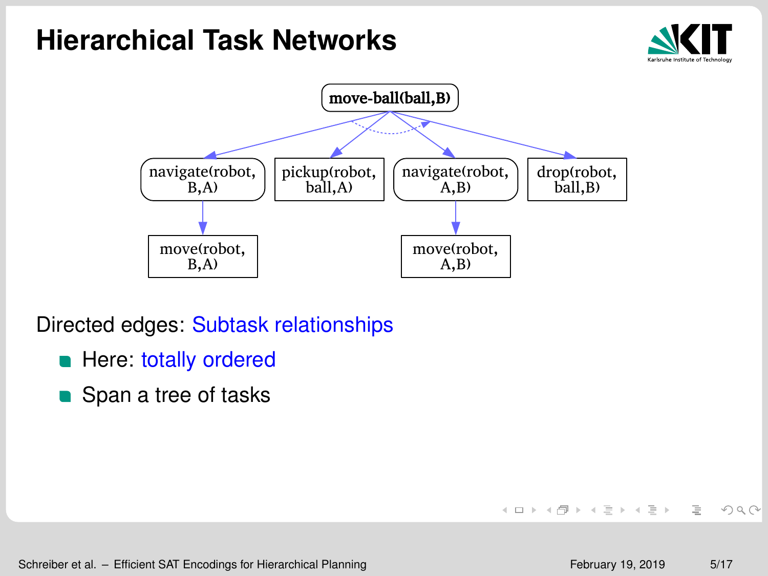# Hierarchical Task Networks

move-ball(ball,B)

navigate(robot, B,A) — pickup(robot, ball,A) — navigate(robot, A,B) — drop(robot, ball,B)

move(robot, B,A) — move(robot, A,B)

Directed edges: Subtask relationships

- Here: totally ordered
- Span a tree of tasks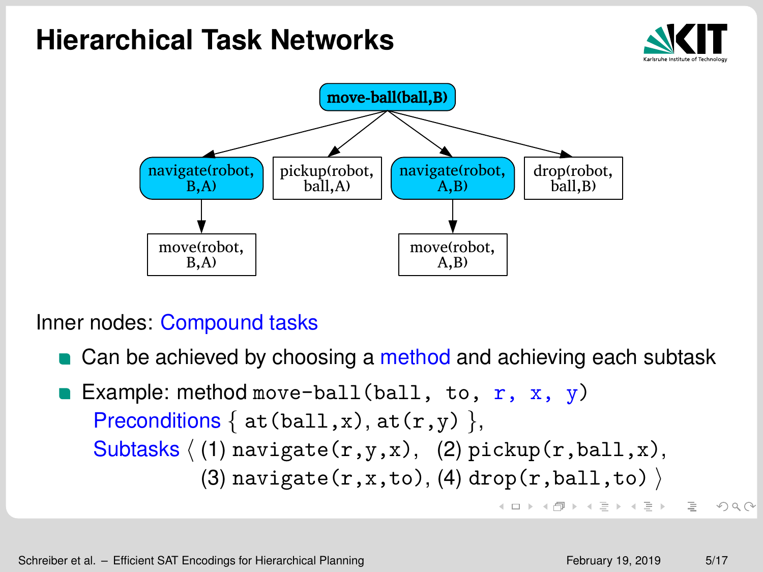# Hierarchical Task Networks

move-ball(ball,B)

- navigate(robot, B,A)
  - move(robot, B,A)
- pickup(robot, ball,A)
- navigate(robot, A,B)
  - move(robot, A,B)
- drop(robot, ball,B)

Inner nodes: Compound tasks

- Can be achieved by choosing a method and achieving each subtask
- Example: method `move-ball(ball, to, r, x, y)`
  Preconditions { `at(ball,x)`, `at(r,y)` },
  Subtasks ⟨ (1) `navigate(r,y,x)`, (2) `pickup(r,ball,x)`,
  (3) `navigate(r,x,to)`, (4) `drop(r,ball,to)` ⟩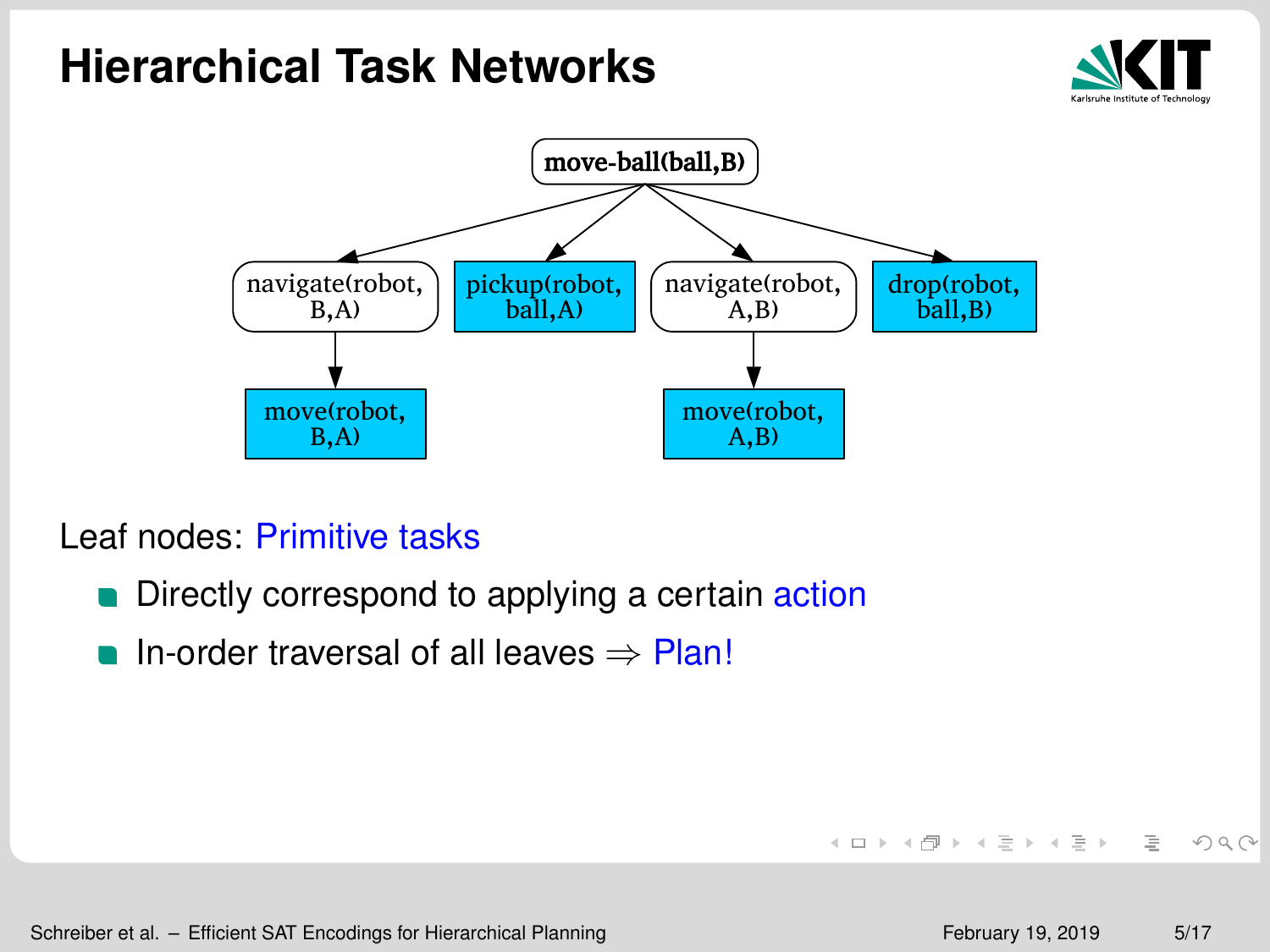# Hierarchical Task Networks

move-ball(ball,B)

navigate(robot, B,A) — pickup(robot, ball,A) — navigate(robot, A,B) — drop(robot, ball,B)

move(robot, B,A) — move(robot, A,B)

Leaf nodes: Primitive tasks

- Directly correspond to applying a certain action
- In-order traversal of all leaves ⇒ Plan!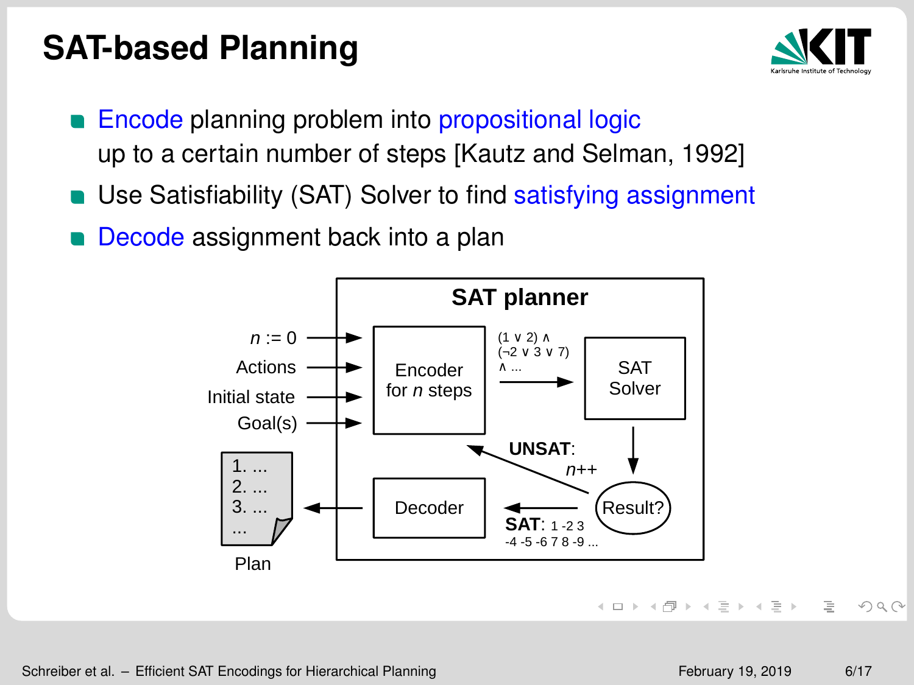# SAT-based Planning

- Encode planning problem into propositional logic up to a certain number of steps [Kautz and Selman, 1992]
- Use Satisfiability (SAT) Solver to find satisfying assignment
- Decode assignment back into a plan

**SAT planner**

$n := 0$

Actions

Initial state

Goal(s)

Encoder for $n$ steps

$(1 \lor 2) \land$
$(\neg 2 \lor 3 \lor 7)$
$\land \ldots$

SAT Solver

Result?

**UNSAT**: $n$++

**SAT**: 1 -2 3 -4 -5 -6 7 8 -9 ...

Decoder

1. ...
2. ...
3. ...
...

Plan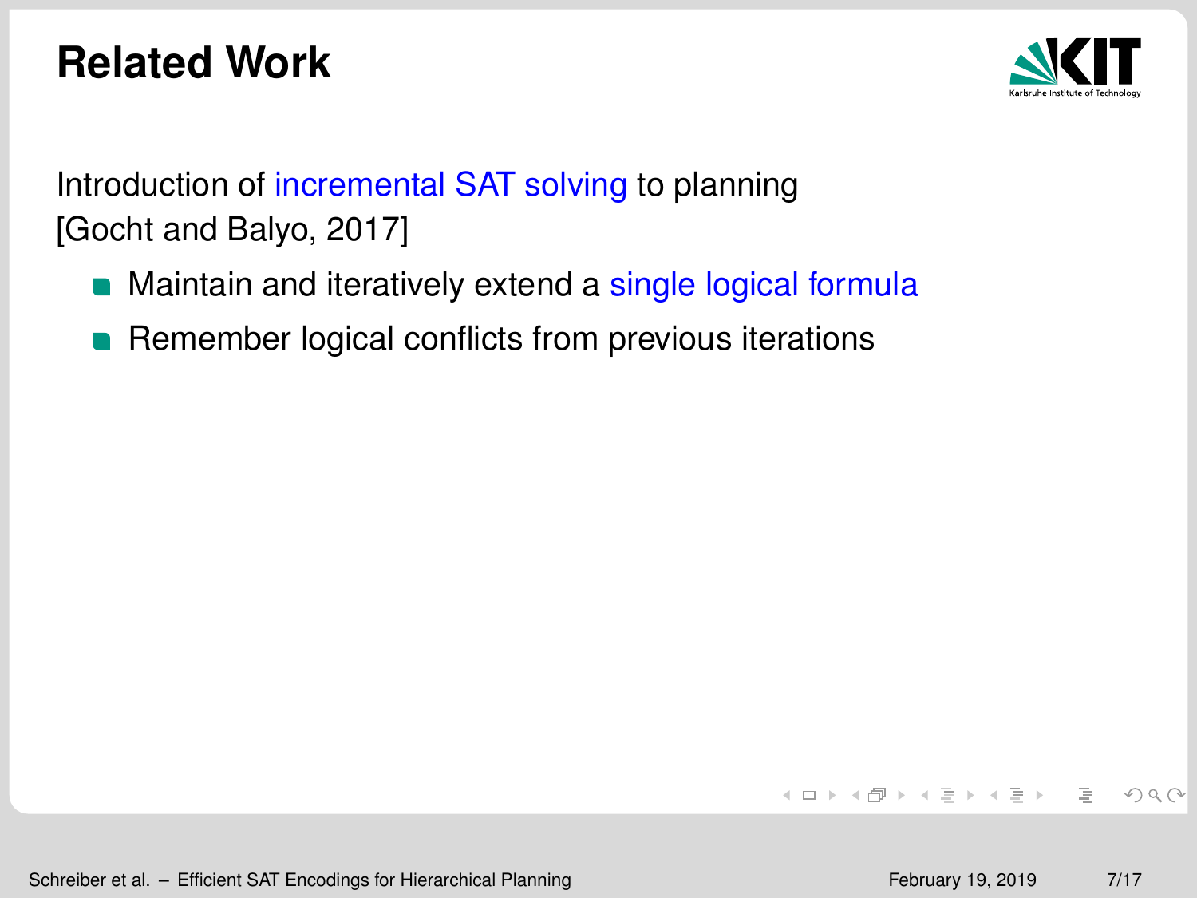# Related Work

Introduction of incremental SAT solving to planning [Gocht and Balyo, 2017]

- Maintain and iteratively extend a single logical formula
- Remember logical conflicts from previous iterations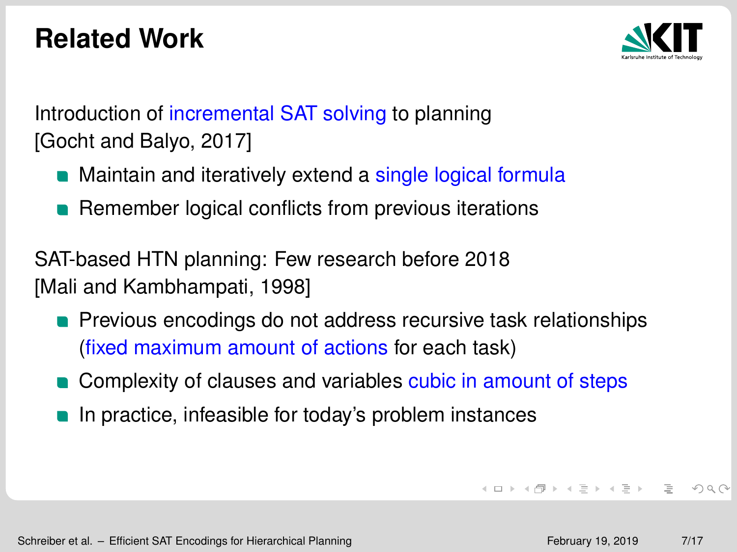# Related Work

Introduction of incremental SAT solving to planning [Gocht and Balyo, 2017]

- Maintain and iteratively extend a single logical formula
- Remember logical conflicts from previous iterations

SAT-based HTN planning: Few research before 2018 [Mali and Kambhampati, 1998]

- Previous encodings do not address recursive task relationships (fixed maximum amount of actions for each task)
- Complexity of clauses and variables cubic in amount of steps
- In practice, infeasible for today's problem instances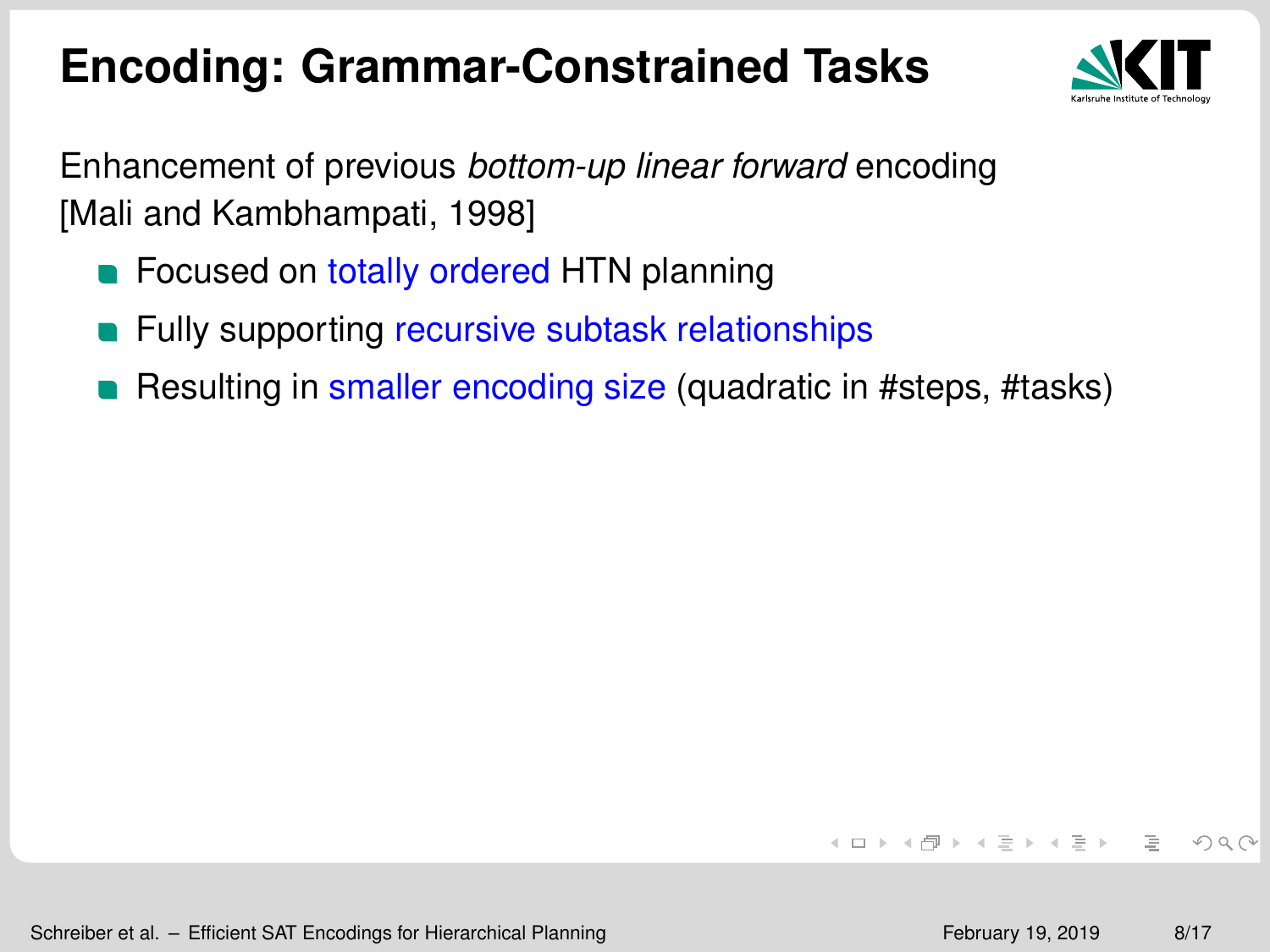# Encoding: Grammar-Constrained Tasks

Enhancement of previous *bottom-up linear forward* encoding [Mali and Kambhampati, 1998]

- Focused on totally ordered HTN planning
- Fully supporting recursive subtask relationships
- Resulting in smaller encoding size (quadratic in #steps, #tasks)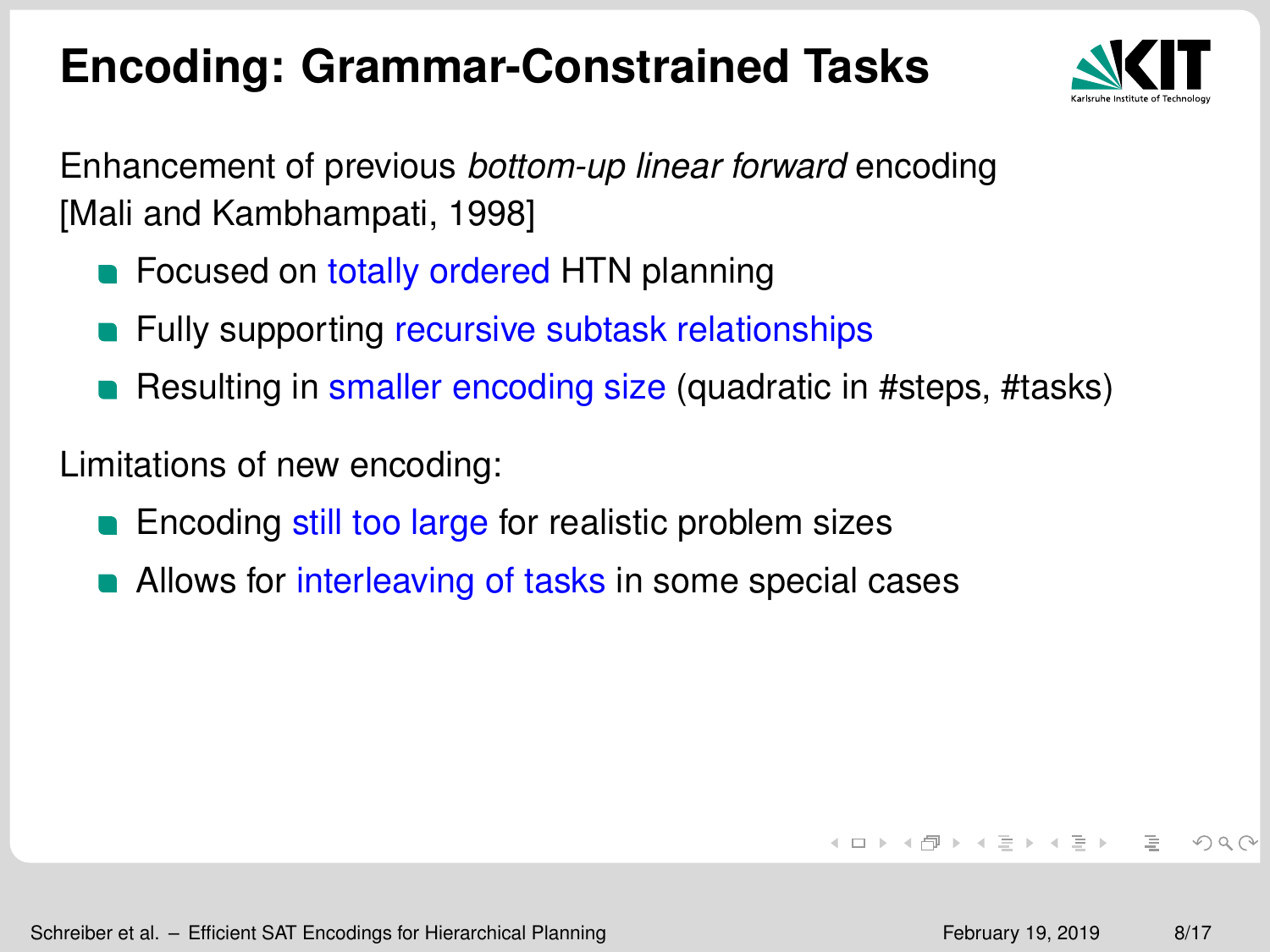# Encoding: Grammar-Constrained Tasks

Enhancement of previous *bottom-up linear forward* encoding [Mali and Kambhampati, 1998]

- Focused on totally ordered HTN planning
- Fully supporting recursive subtask relationships
- Resulting in smaller encoding size (quadratic in #steps, #tasks)

Limitations of new encoding:

- Encoding still too large for realistic problem sizes
- Allows for interleaving of tasks in some special cases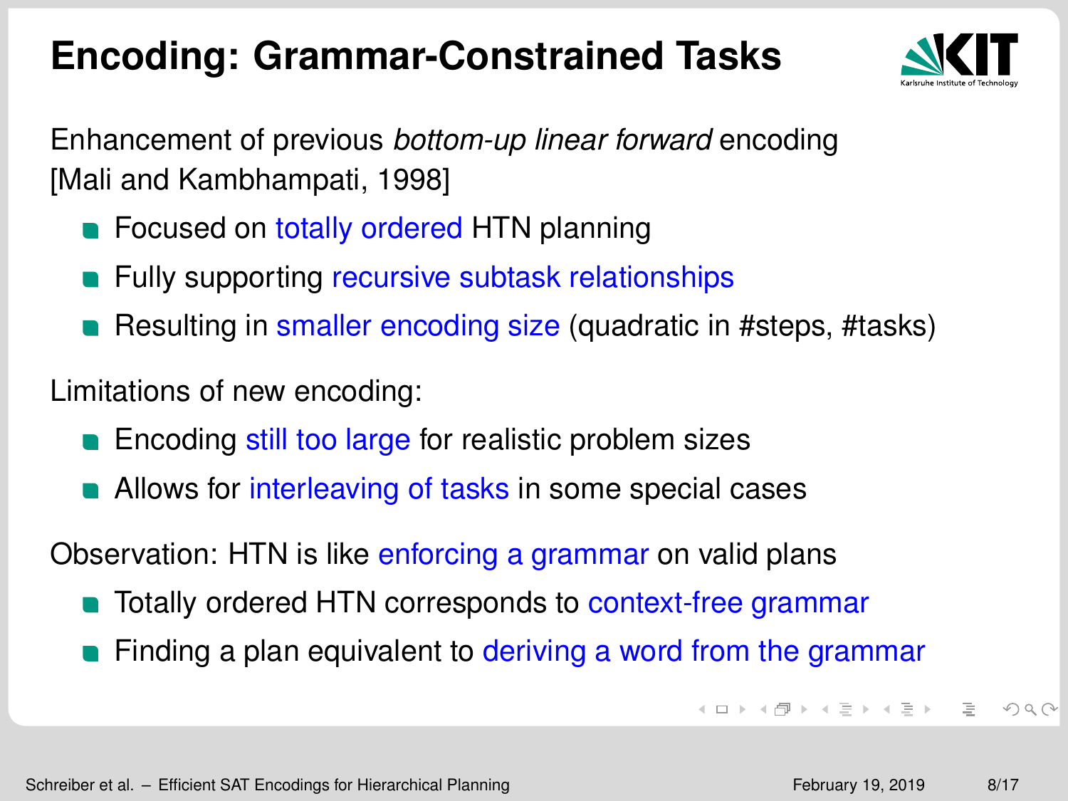# Encoding: Grammar-Constrained Tasks

Enhancement of previous *bottom-up linear forward* encoding [Mali and Kambhampati, 1998]

- Focused on totally ordered HTN planning
- Fully supporting recursive subtask relationships
- Resulting in smaller encoding size (quadratic in #steps, #tasks)

Limitations of new encoding:

- Encoding still too large for realistic problem sizes
- Allows for interleaving of tasks in some special cases

Observation: HTN is like enforcing a grammar on valid plans

- Totally ordered HTN corresponds to context-free grammar
- Finding a plan equivalent to deriving a word from the grammar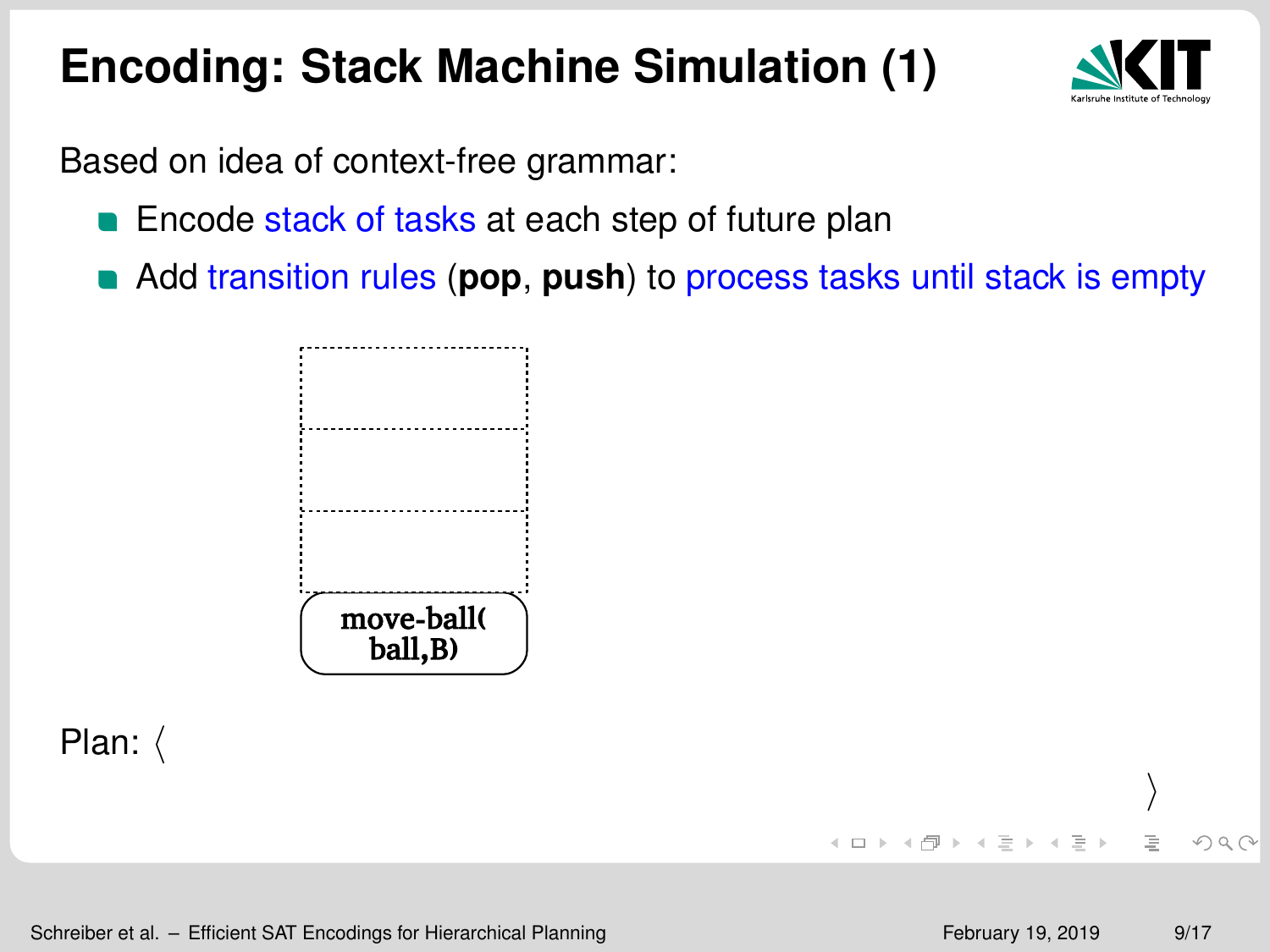# Encoding: Stack Machine Simulation (1)

Based on idea of context-free grammar:

- Encode stack of tasks at each step of future plan
- Add transition rules (**pop**, **push**) to process tasks until stack is empty

move-ball(ball,B)

Plan: $\langle$ $\rangle$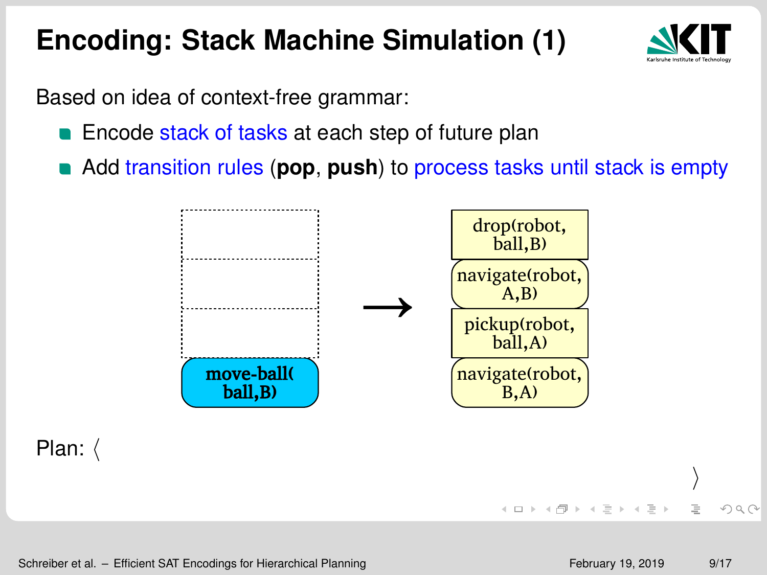# Encoding: Stack Machine Simulation (1)

Based on idea of context-free grammar:

- Encode stack of tasks at each step of future plan
- Add transition rules (**pop**, **push**) to process tasks until stack is empty

**move-ball( ball,B)** → drop(robot, ball,B) / navigate(robot, A,B) / pickup(robot, ball,A) / navigate(robot, B,A)

Plan: ⟨ ⟩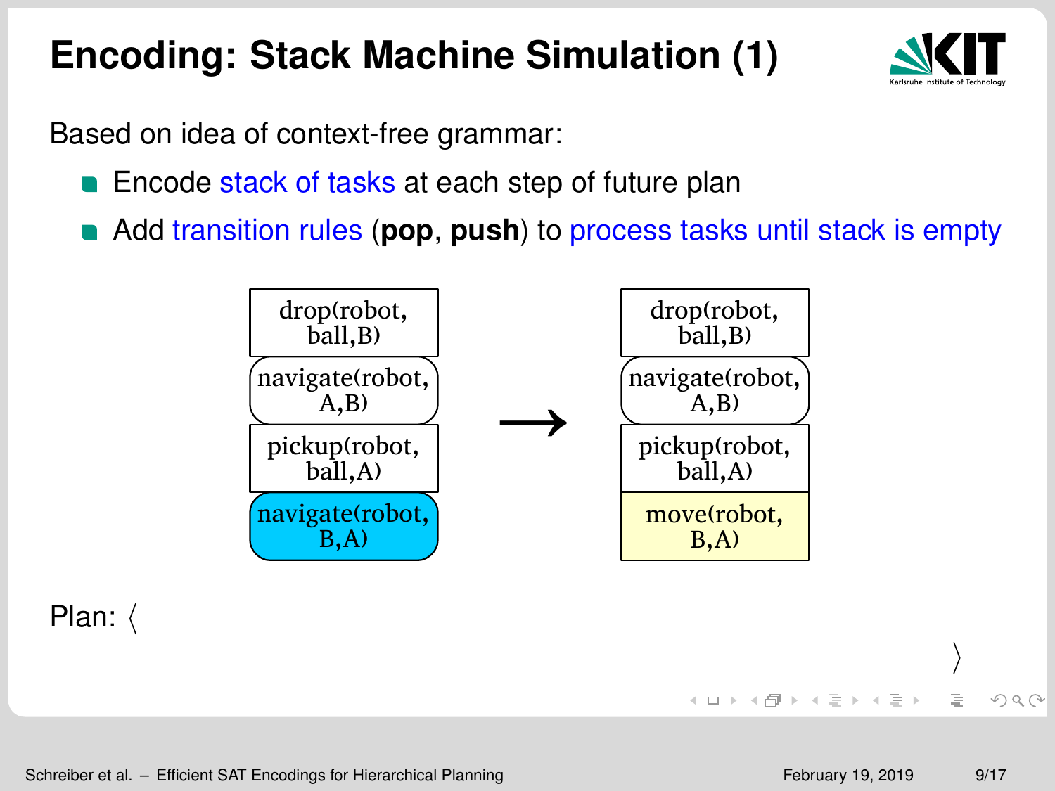# Encoding: Stack Machine Simulation (1)

Based on idea of context-free grammar:

- Encode stack of tasks at each step of future plan
- Add transition rules (**pop**, **push**) to process tasks until stack is empty

| drop(robot, ball,B) |  | drop(robot, ball,B) |
|---|---|---|
| navigate(robot, A,B) |  | navigate(robot, A,B) |
| pickup(robot, ball,A) | → | pickup(robot, ball,A) |
| navigate(robot, B,A) |  | move(robot, B,A) |

Plan: $\langle \quad \rangle$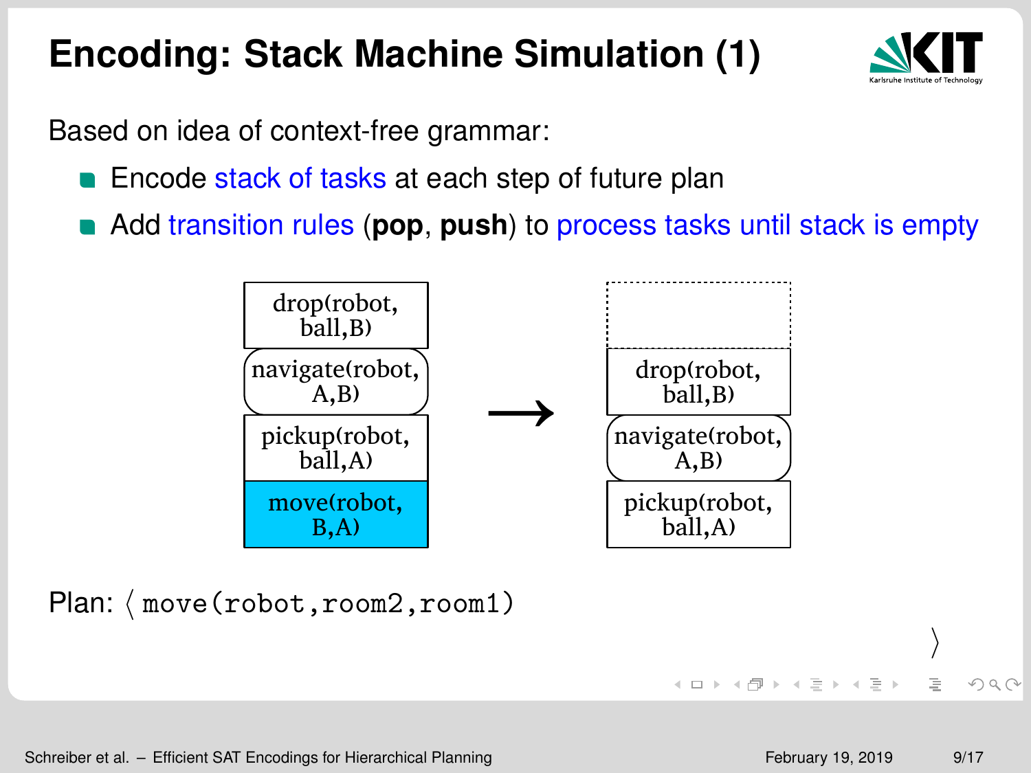# Encoding: Stack Machine Simulation (1)

Based on idea of context-free grammar:

- Encode stack of tasks at each step of future plan
- Add transition rules (**pop**, **push**) to process tasks until stack is empty

| drop(robot, ball,B) | | |
|---|---|---|
| navigate(robot, A,B) | | drop(robot, ball,B) |
| pickup(robot, ball,A) | → | navigate(robot, A,B) |
| move(robot, B,A) | | pickup(robot, ball,A) |

Plan: ⟨ `move(robot,room2,room1)` ⟩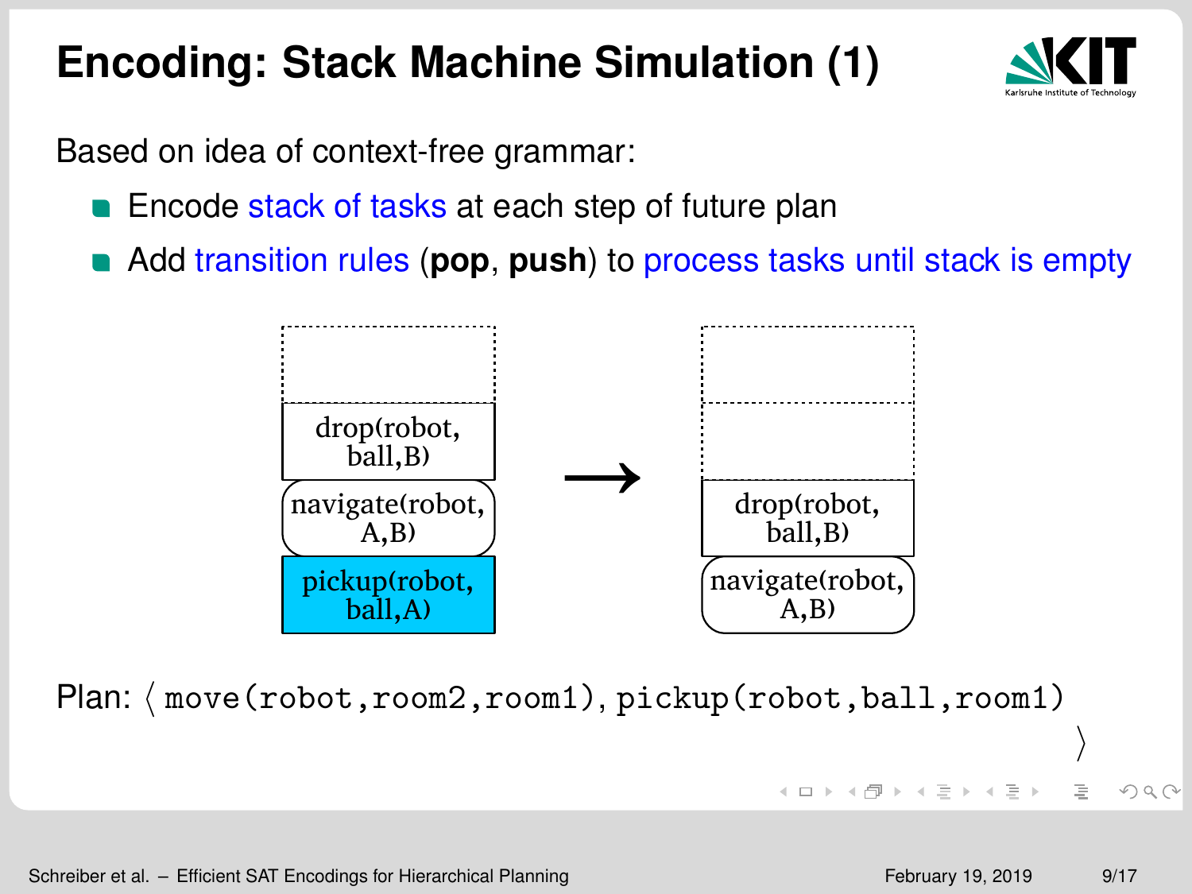# Encoding: Stack Machine Simulation (1)

Based on idea of context-free grammar:

- Encode stack of tasks at each step of future plan
- Add transition rules (**pop**, **push**) to process tasks until stack is empty

| Stack (before) |
| --- |
| |
| drop(robot, ball,B) |
| navigate(robot, A,B) |
| pickup(robot, ball,A) |

→

| Stack (after) |
| --- |
| |
| |
| drop(robot, ball,B) |
| navigate(robot, A,B) |

Plan: ⟨ `move(robot,room2,room1)`, `pickup(robot,ball,room1)` ⟩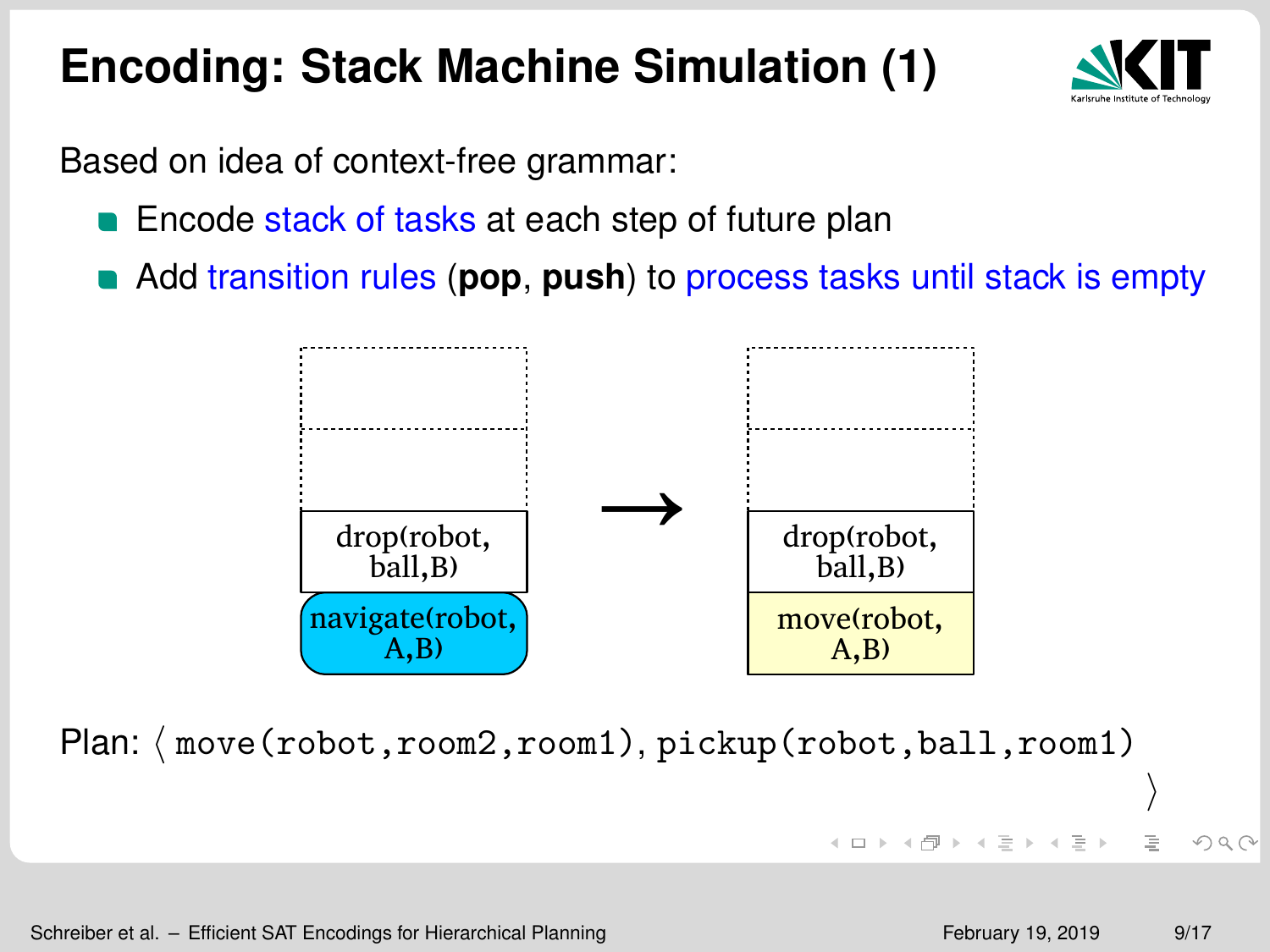# Encoding: Stack Machine Simulation (1)

Based on idea of context-free grammar:

- Encode stack of tasks at each step of future plan
- Add transition rules (**pop**, **push**) to process tasks until stack is empty

| Stack (before) | | Stack (after) |
|---|---|---|
| | | |
| | | |
| drop(robot, ball,B) | → | drop(robot, ball,B) |
| navigate(robot, A,B) | | move(robot, A,B) |

Plan: ⟨ `move(robot,room2,room1)`, `pickup(robot,ball,room1)` ⟩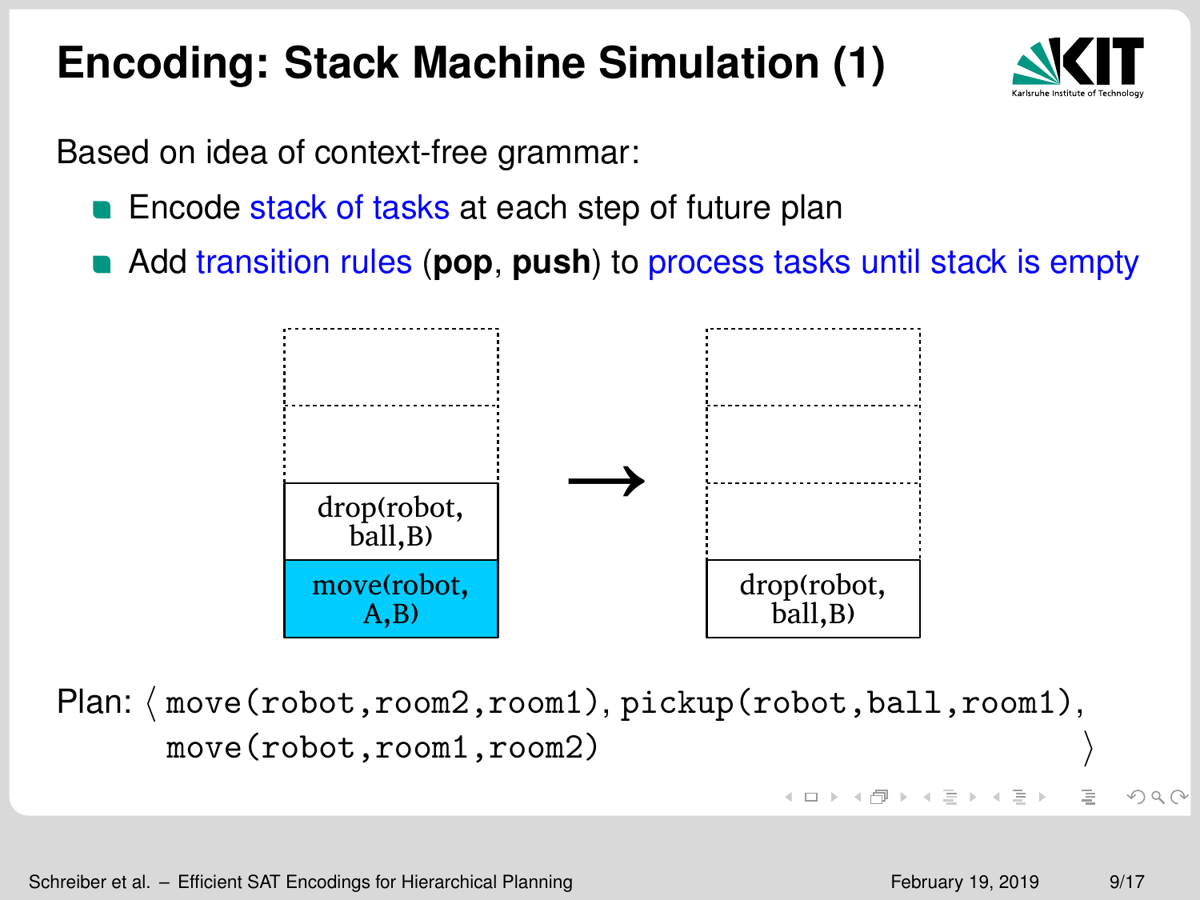# Encoding: Stack Machine Simulation (1)

Based on idea of context-free grammar:

- Encode stack of tasks at each step of future plan
- Add transition rules (**pop**, **push**) to process tasks until stack is empty

| Stack (before) |
|---|
| |
| |
| drop(robot, ball,B) |
| move(robot, A,B) |

→

| Stack (after) |
|---|
| |
| |
| |
| drop(robot, ball,B) |

Plan: ⟨ `move(robot,room2,room1)`, `pickup(robot,ball,room1)`, `move(robot,room1,room2)` ⟩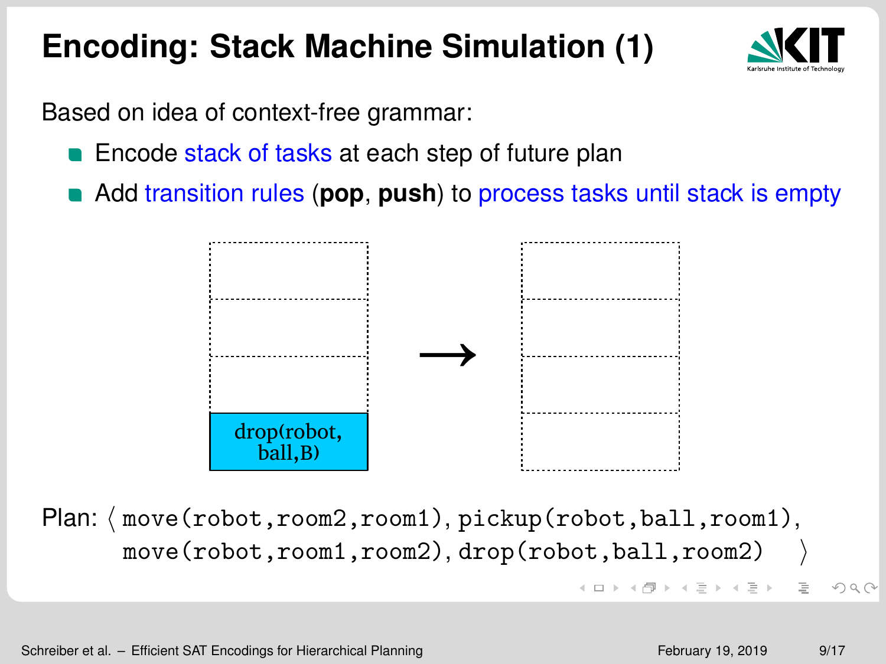# Encoding: Stack Machine Simulation (1)

Based on idea of context-free grammar:

- Encode stack of tasks at each step of future plan
- Add transition rules (**pop**, **push**) to process tasks until stack is empty

drop(robot, ball,B) →

Plan: ⟨ `move(robot,room2,room1)`, `pickup(robot,ball,room1)`, `move(robot,room1,room2)`, `drop(robot,ball,room2)` ⟩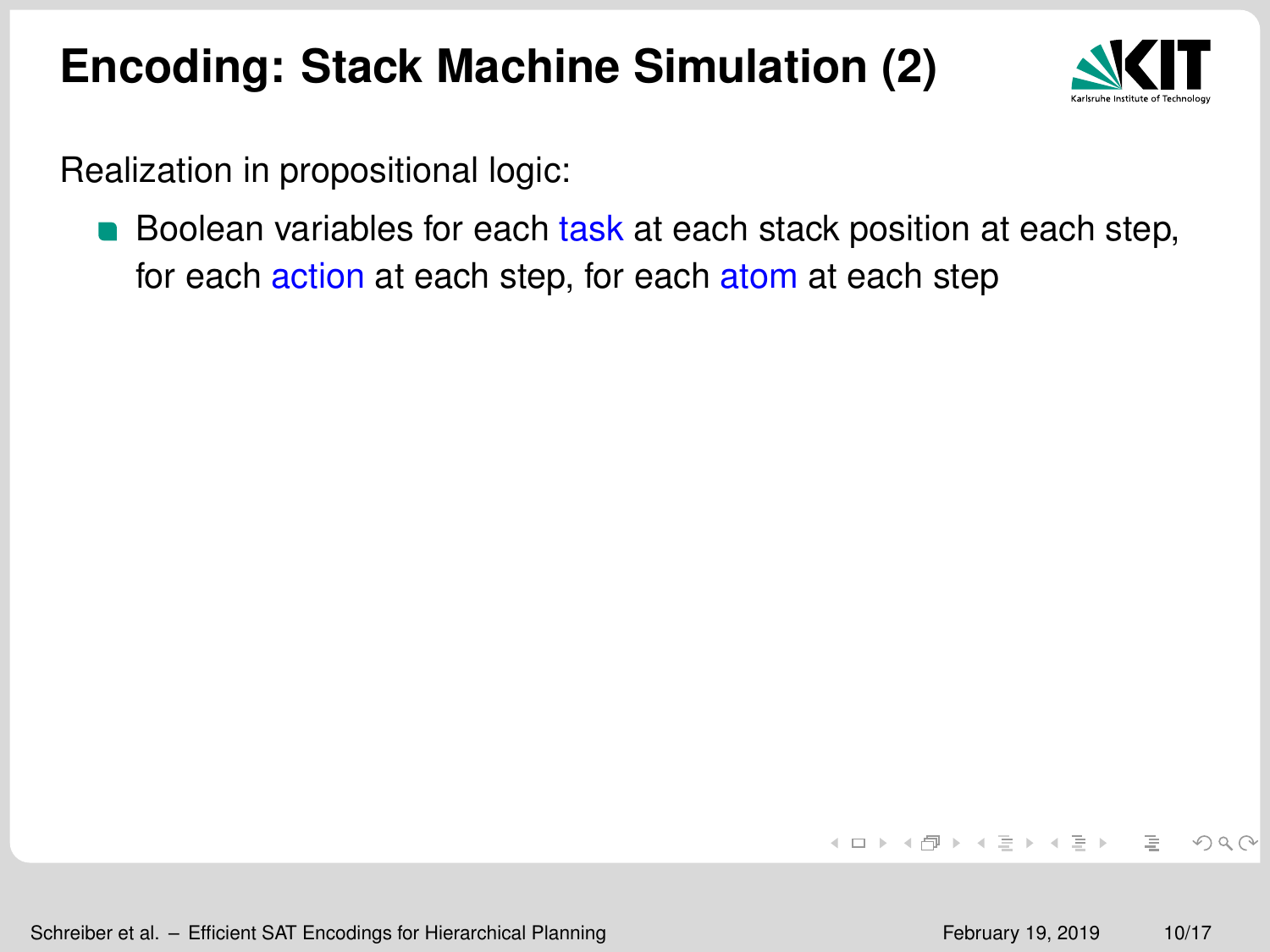# Encoding: Stack Machine Simulation (2)

Realization in propositional logic:

- Boolean variables for each task at each stack position at each step, for each action at each step, for each atom at each step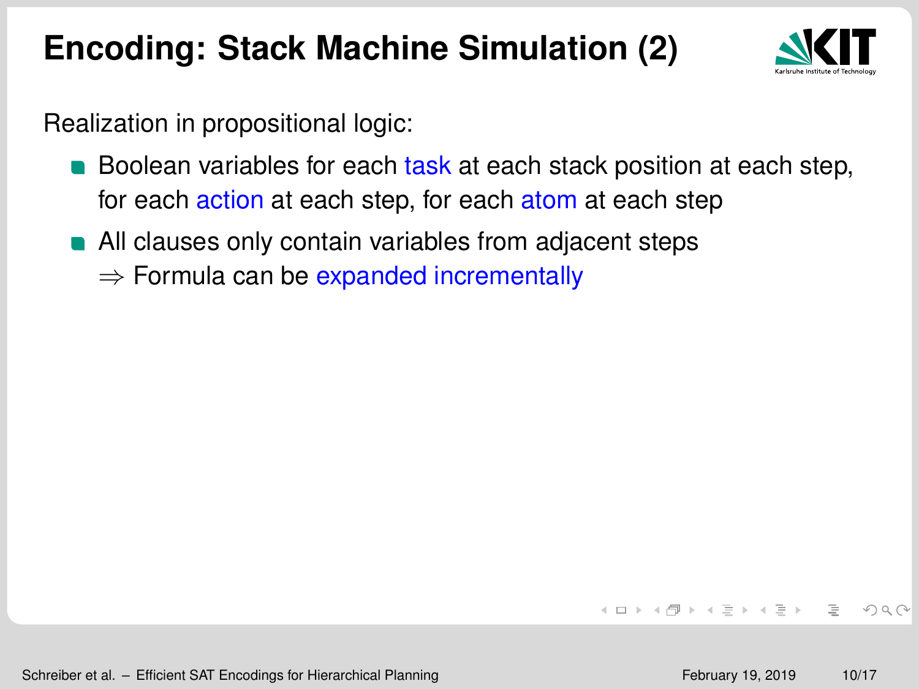# Encoding: Stack Machine Simulation (2)

Realization in propositional logic:

- Boolean variables for each task at each stack position at each step, for each action at each step, for each atom at each step
- All clauses only contain variables from adjacent steps
  $\Rightarrow$ Formula can be expanded incrementally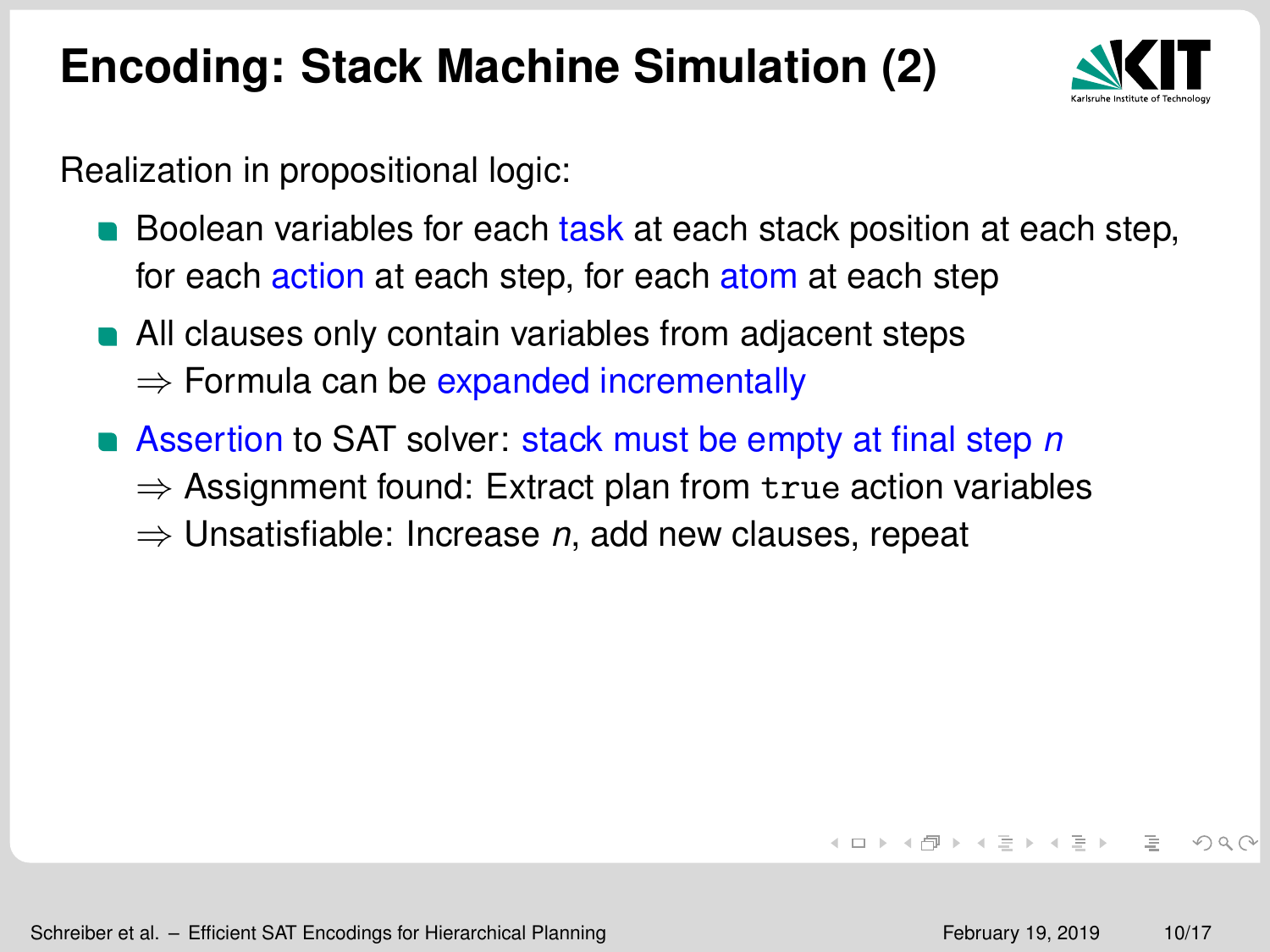# Encoding: Stack Machine Simulation (2)

Realization in propositional logic:

- Boolean variables for each task at each stack position at each step, for each action at each step, for each atom at each step
- All clauses only contain variables from adjacent steps
  $\Rightarrow$ Formula can be expanded incrementally
- Assertion to SAT solver: stack must be empty at final step $n$
  $\Rightarrow$ Assignment found: Extract plan from `true` action variables
  $\Rightarrow$ Unsatisfiable: Increase $n$, add new clauses, repeat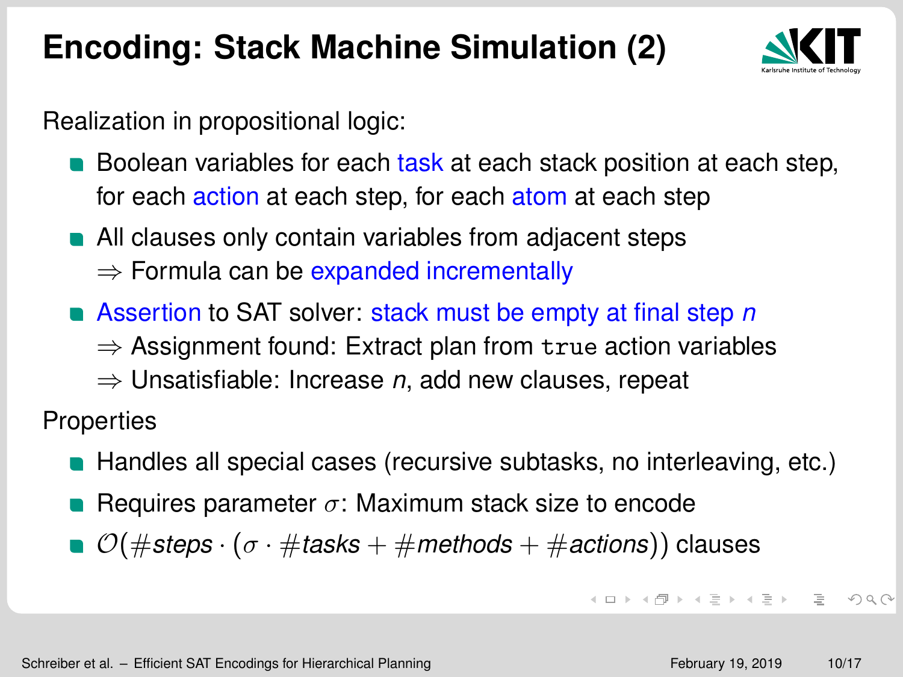# Encoding: Stack Machine Simulation (2)

Realization in propositional logic:

- Boolean variables for each task at each stack position at each step, for each action at each step, for each atom at each step
- All clauses only contain variables from adjacent steps
  $\Rightarrow$ Formula can be expanded incrementally
- Assertion to SAT solver: stack must be empty at final step *n*
  $\Rightarrow$ Assignment found: Extract plan from `true` action variables
  $\Rightarrow$ Unsatisfiable: Increase *n*, add new clauses, repeat

Properties

- Handles all special cases (recursive subtasks, no interleaving, etc.)
- Requires parameter $\sigma$: Maximum stack size to encode
- $\mathcal{O}(\#steps \cdot (\sigma \cdot \#tasks + \#methods + \#actions))$ clauses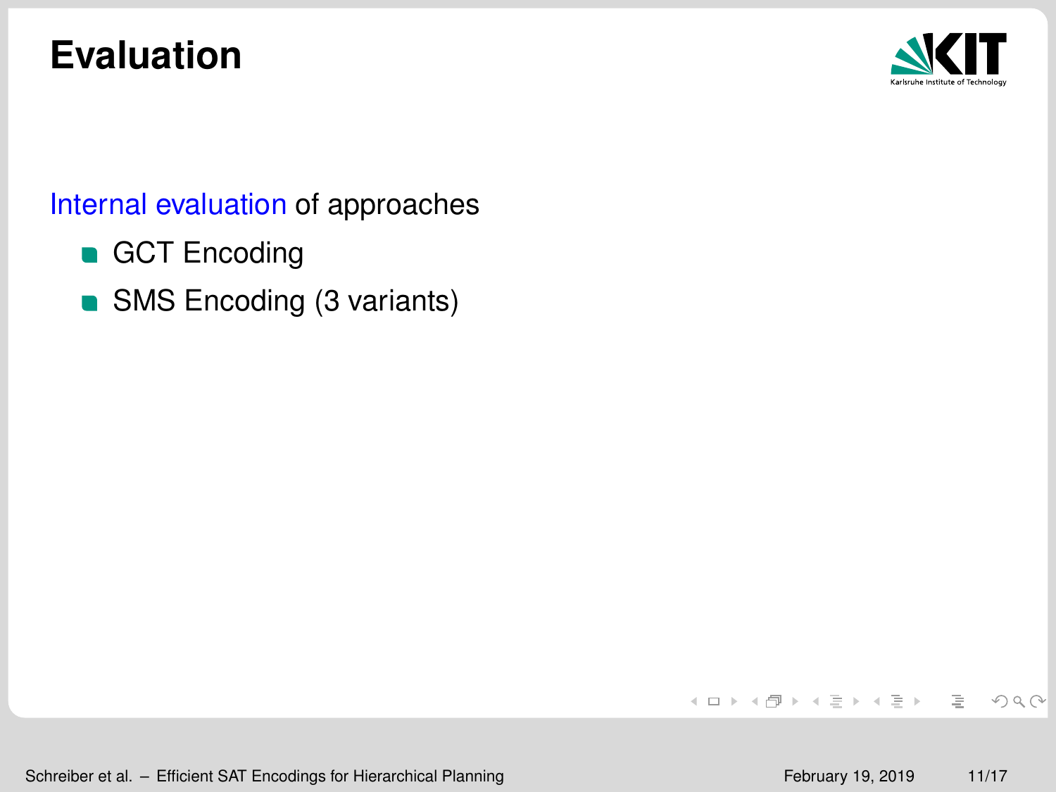# Evaluation

Internal evaluation of approaches

- GCT Encoding
- SMS Encoding (3 variants)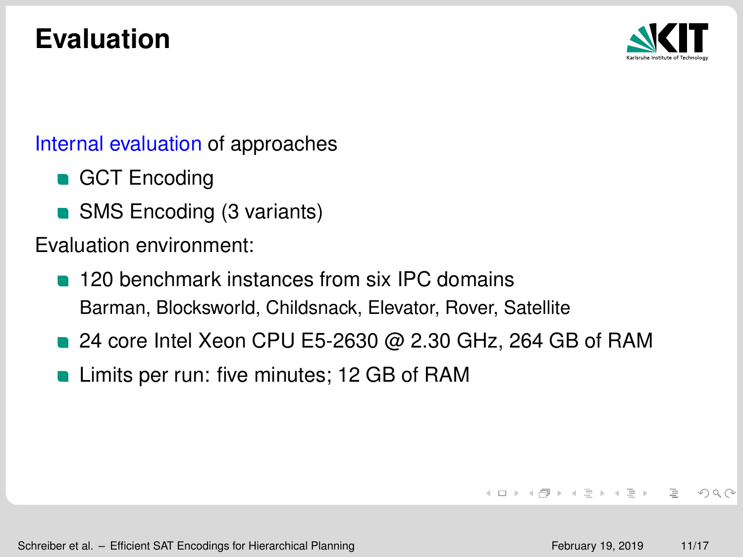# Evaluation

Internal evaluation of approaches

- GCT Encoding
- SMS Encoding (3 variants)

Evaluation environment:

- 120 benchmark instances from six IPC domains
  Barman, Blocksworld, Childsnack, Elevator, Rover, Satellite
- 24 core Intel Xeon CPU E5-2630 @ 2.30 GHz, 264 GB of RAM
- Limits per run: five minutes; 12 GB of RAM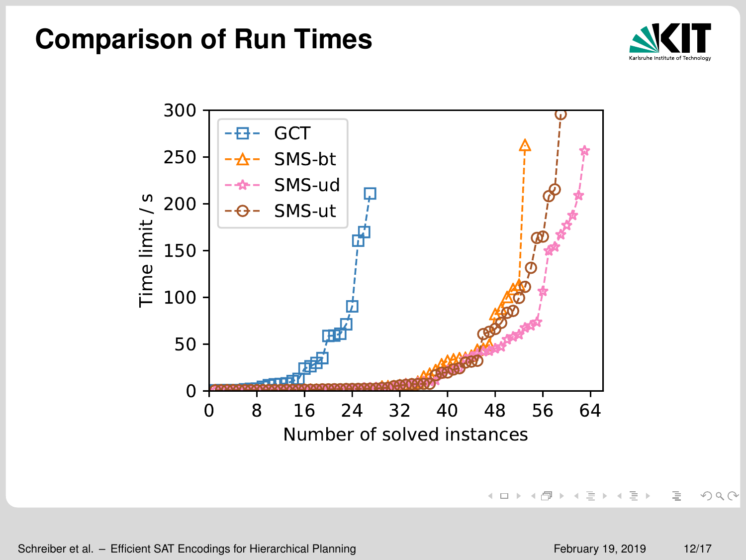# Comparison of Run Times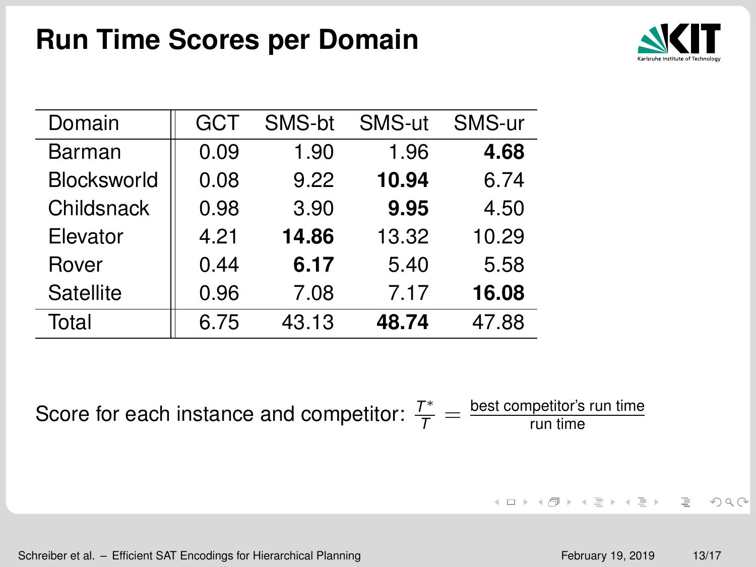# Run Time Scores per Domain

| Domain | GCT | SMS-bt | SMS-ut | SMS-ur |
|---|---|---|---|---|
| Barman | 0.09 | 1.90 | 1.96 | **4.68** |
| Blocksworld | 0.08 | 9.22 | **10.94** | 6.74 |
| Childsnack | 0.98 | 3.90 | **9.95** | 4.50 |
| Elevator | 4.21 | **14.86** | 13.32 | 10.29 |
| Rover | 0.44 | **6.17** | 5.40 | 5.58 |
| Satellite | 0.96 | 7.08 | 7.17 | **16.08** |
| Total | 6.75 | 43.13 | **48.74** | 47.88 |

Score for each instance and competitor: $\frac{T^*}{T} = \frac{\text{best competitor's run time}}{\text{run time}}$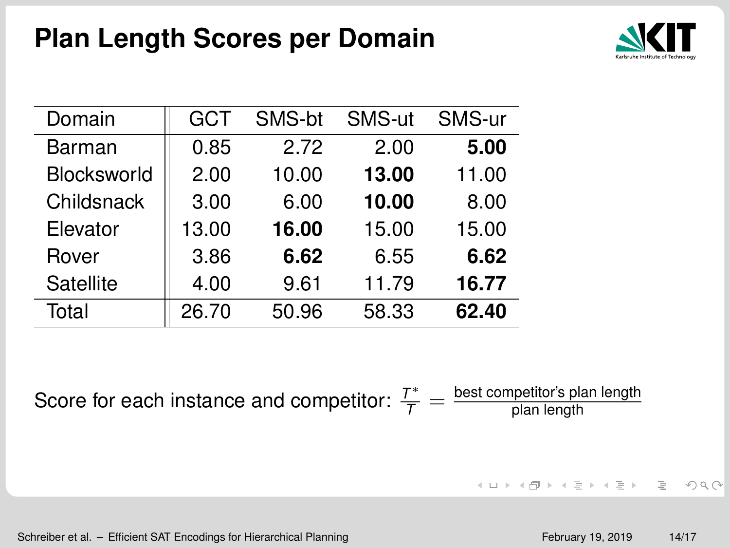# Plan Length Scores per Domain

| Domain | GCT | SMS-bt | SMS-ut | SMS-ur |
|---|---|---|---|---|
| Barman | 0.85 | 2.72 | 2.00 | **5.00** |
| Blocksworld | 2.00 | 10.00 | **13.00** | 11.00 |
| Childsnack | 3.00 | 6.00 | **10.00** | 8.00 |
| Elevator | 13.00 | **16.00** | 15.00 | 15.00 |
| Rover | 3.86 | **6.62** | 6.55 | **6.62** |
| Satellite | 4.00 | 9.61 | 11.79 | **16.77** |
| Total | 26.70 | 50.96 | 58.33 | **62.40** |

Score for each instance and competitor: $\frac{T^*}{T} = \frac{\text{best competitor's plan length}}{\text{plan length}}$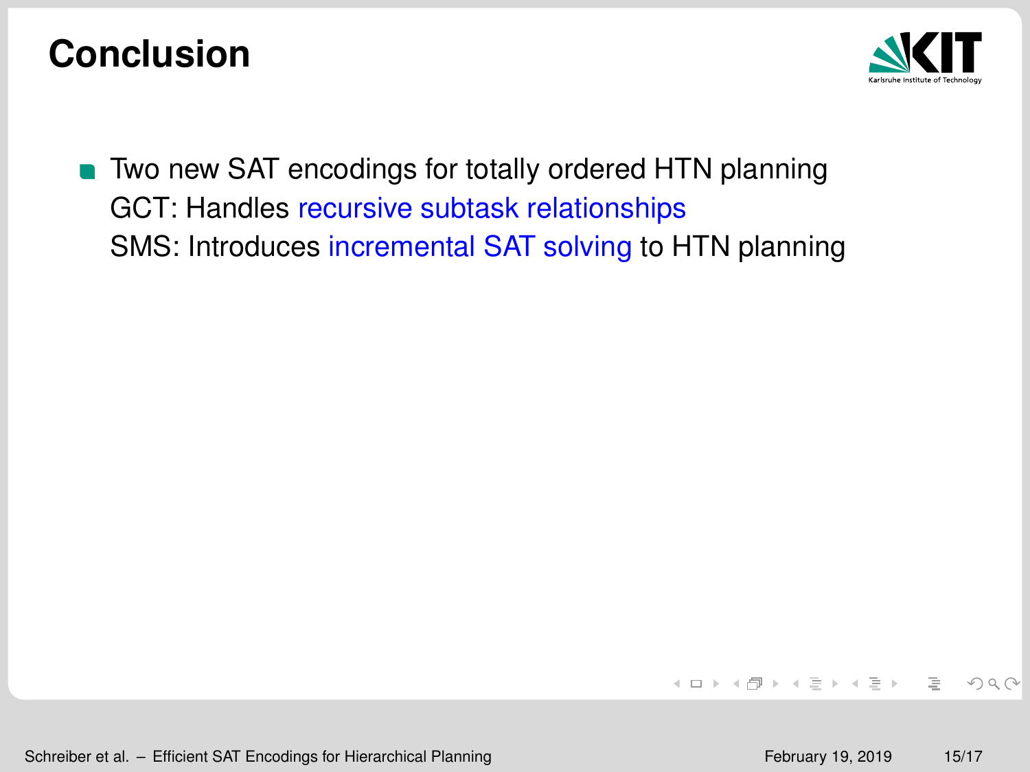# Conclusion

- Two new SAT encodings for totally ordered HTN planning
  GCT: Handles recursive subtask relationships
  SMS: Introduces incremental SAT solving to HTN planning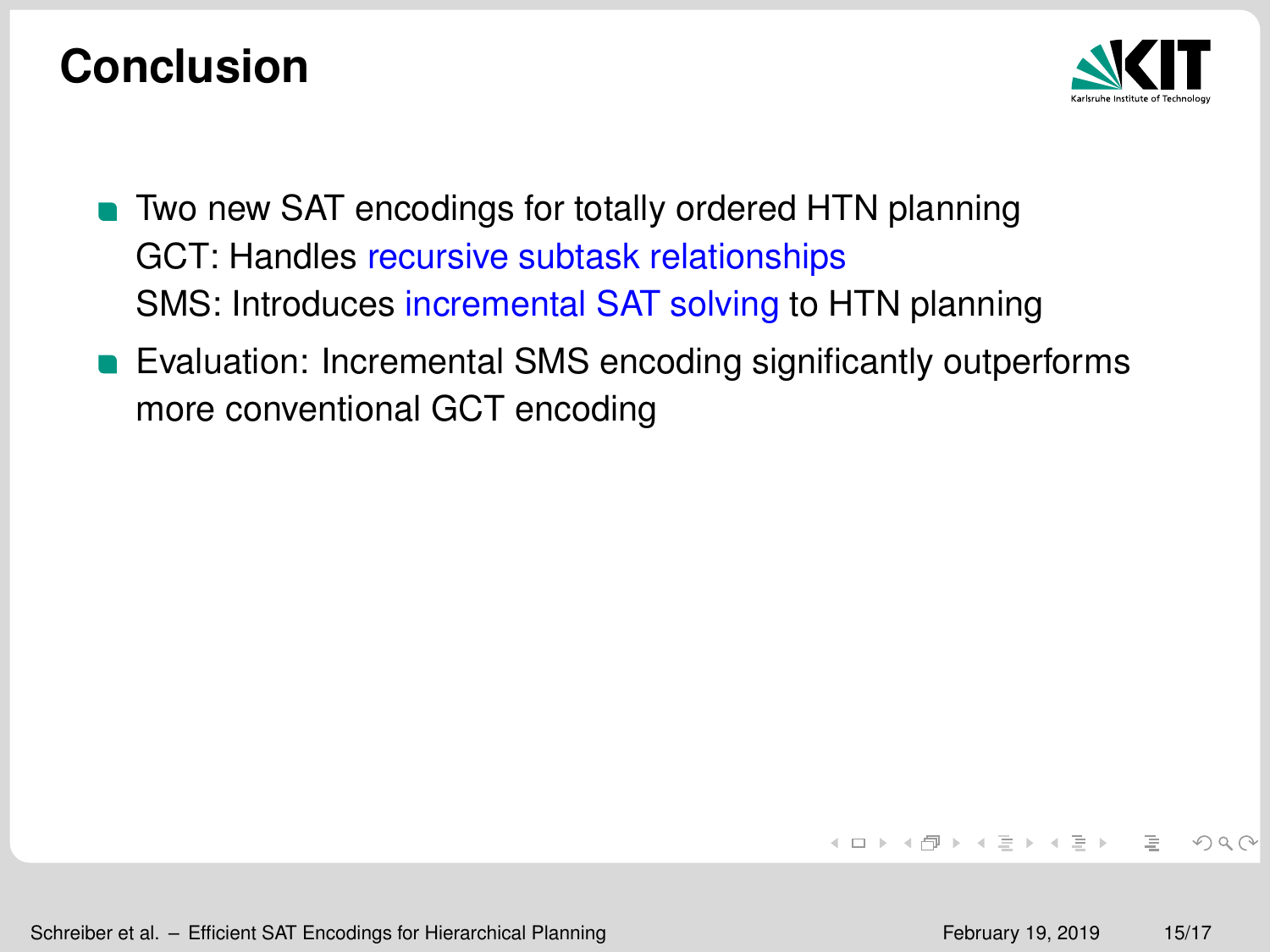# Conclusion

- Two new SAT encodings for totally ordered HTN planning
  GCT: Handles recursive subtask relationships
  SMS: Introduces incremental SAT solving to HTN planning
- Evaluation: Incremental SMS encoding significantly outperforms more conventional GCT encoding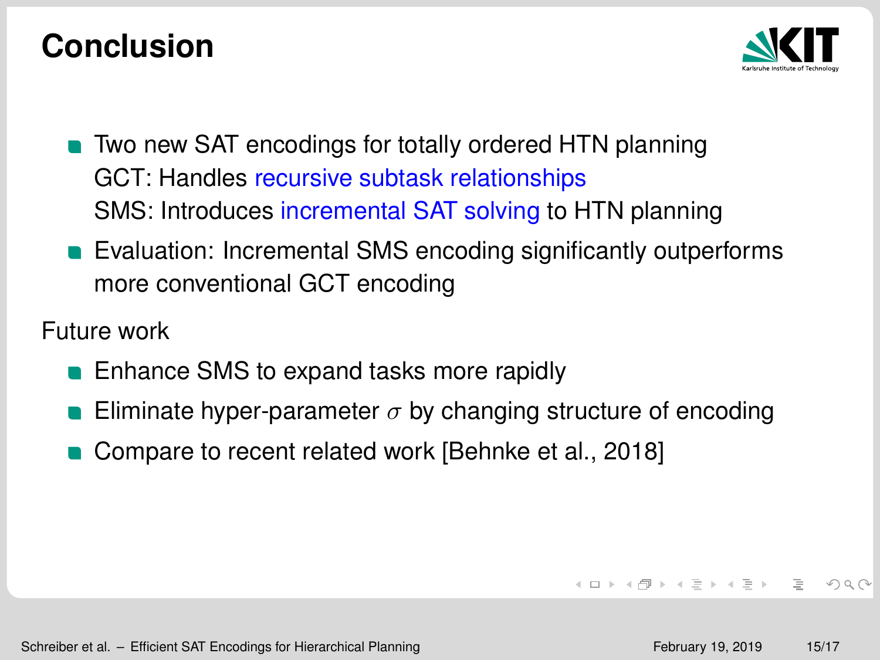# Conclusion

- Two new SAT encodings for totally ordered HTN planning
  GCT: Handles recursive subtask relationships
  SMS: Introduces incremental SAT solving to HTN planning
- Evaluation: Incremental SMS encoding significantly outperforms more conventional GCT encoding

Future work

- Enhance SMS to expand tasks more rapidly
- Eliminate hyper-parameter $\sigma$ by changing structure of encoding
- Compare to recent related work [Behnke et al., 2018]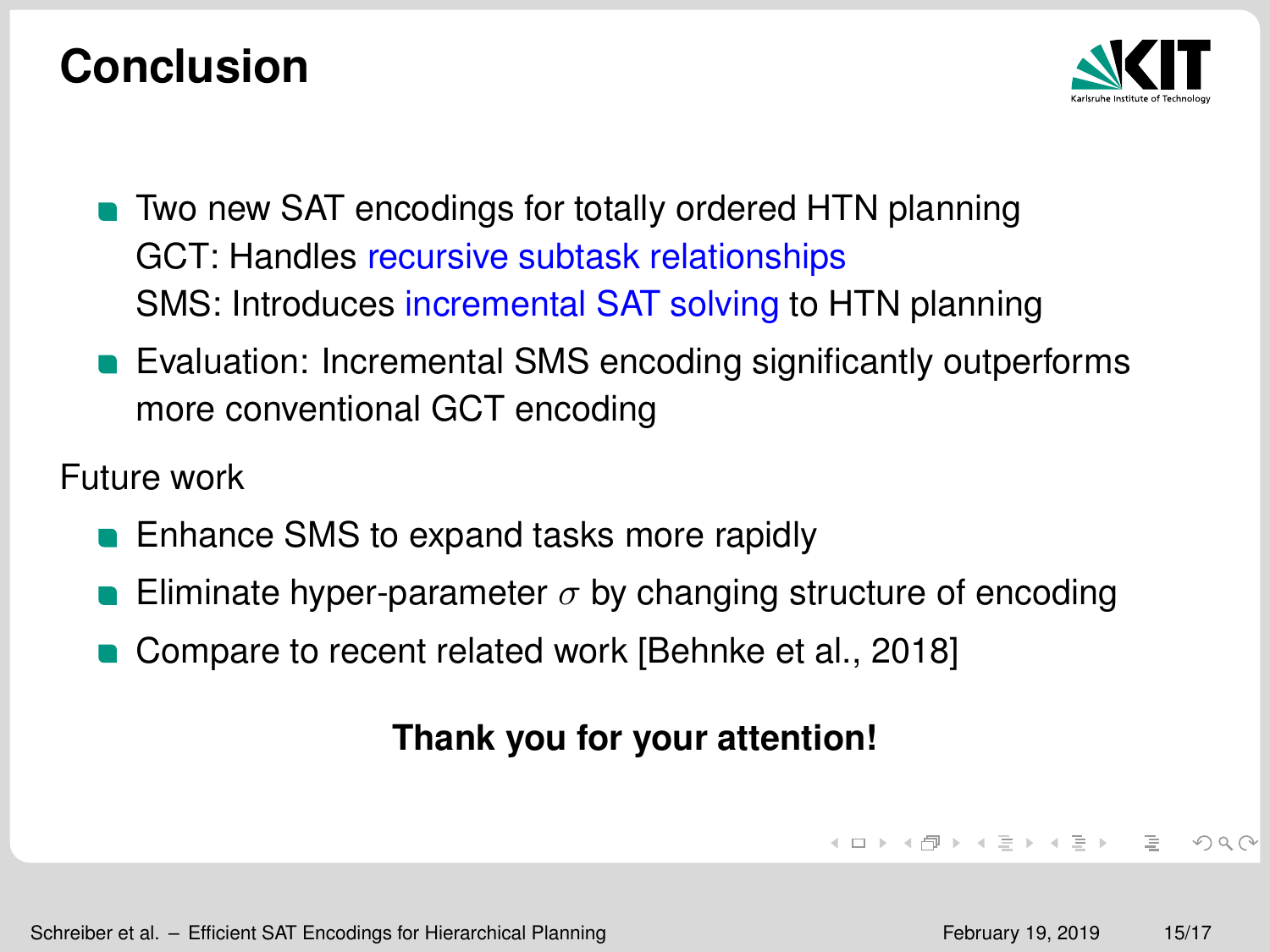# Conclusion

- Two new SAT encodings for totally ordered HTN planning
  GCT: Handles recursive subtask relationships
  SMS: Introduces incremental SAT solving to HTN planning
- Evaluation: Incremental SMS encoding significantly outperforms more conventional GCT encoding

Future work

- Enhance SMS to expand tasks more rapidly
- Eliminate hyper-parameter $\sigma$ by changing structure of encoding
- Compare to recent related work [Behnke et al., 2018]

**Thank you for your attention!**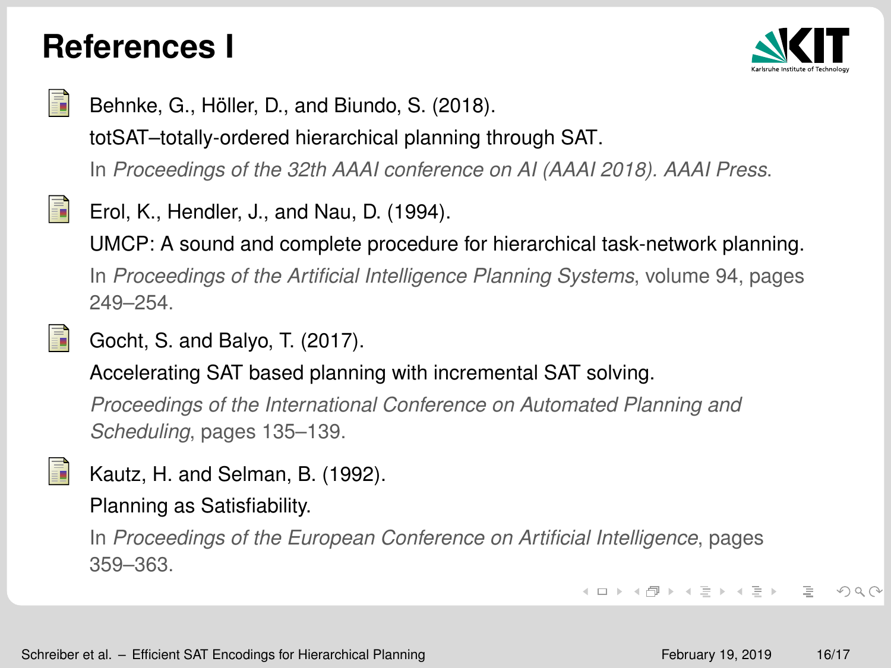# References I

- Behnke, G., Höller, D., and Biundo, S. (2018).
  totSAT–totally-ordered hierarchical planning through SAT.
  In *Proceedings of the 32th AAAI conference on AI (AAAI 2018). AAAI Press*.

- Erol, K., Hendler, J., and Nau, D. (1994).
  UMCP: A sound and complete procedure for hierarchical task-network planning.
  In *Proceedings of the Artificial Intelligence Planning Systems*, volume 94, pages 249–254.

- Gocht, S. and Balyo, T. (2017).
  Accelerating SAT based planning with incremental SAT solving.
  *Proceedings of the International Conference on Automated Planning and Scheduling*, pages 135–139.

- Kautz, H. and Selman, B. (1992).
  Planning as Satisfiability.
  In *Proceedings of the European Conference on Artificial Intelligence*, pages 359–363.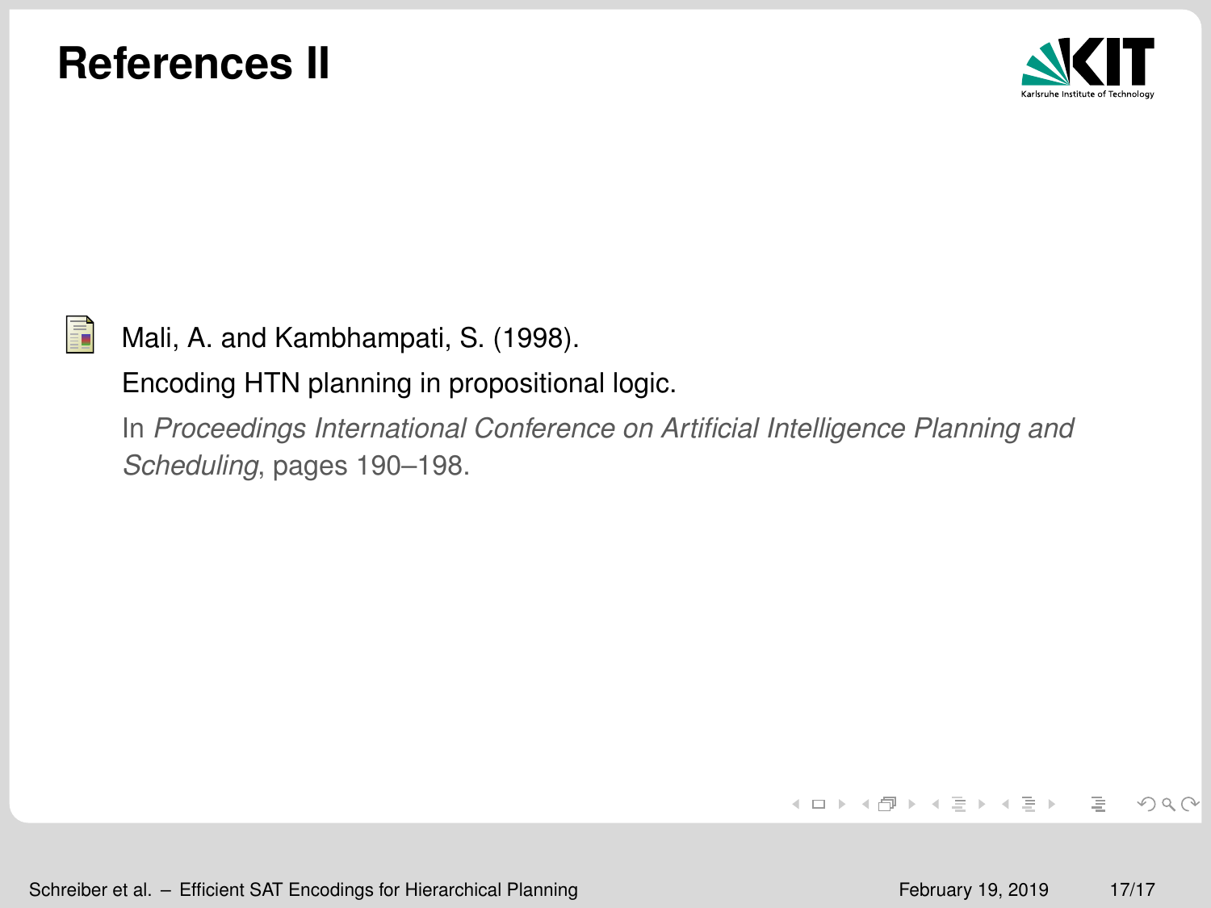# References II

Mali, A. and Kambhampati, S. (1998).
Encoding HTN planning in propositional logic.
In *Proceedings International Conference on Artificial Intelligence Planning and Scheduling*, pages 190–198.